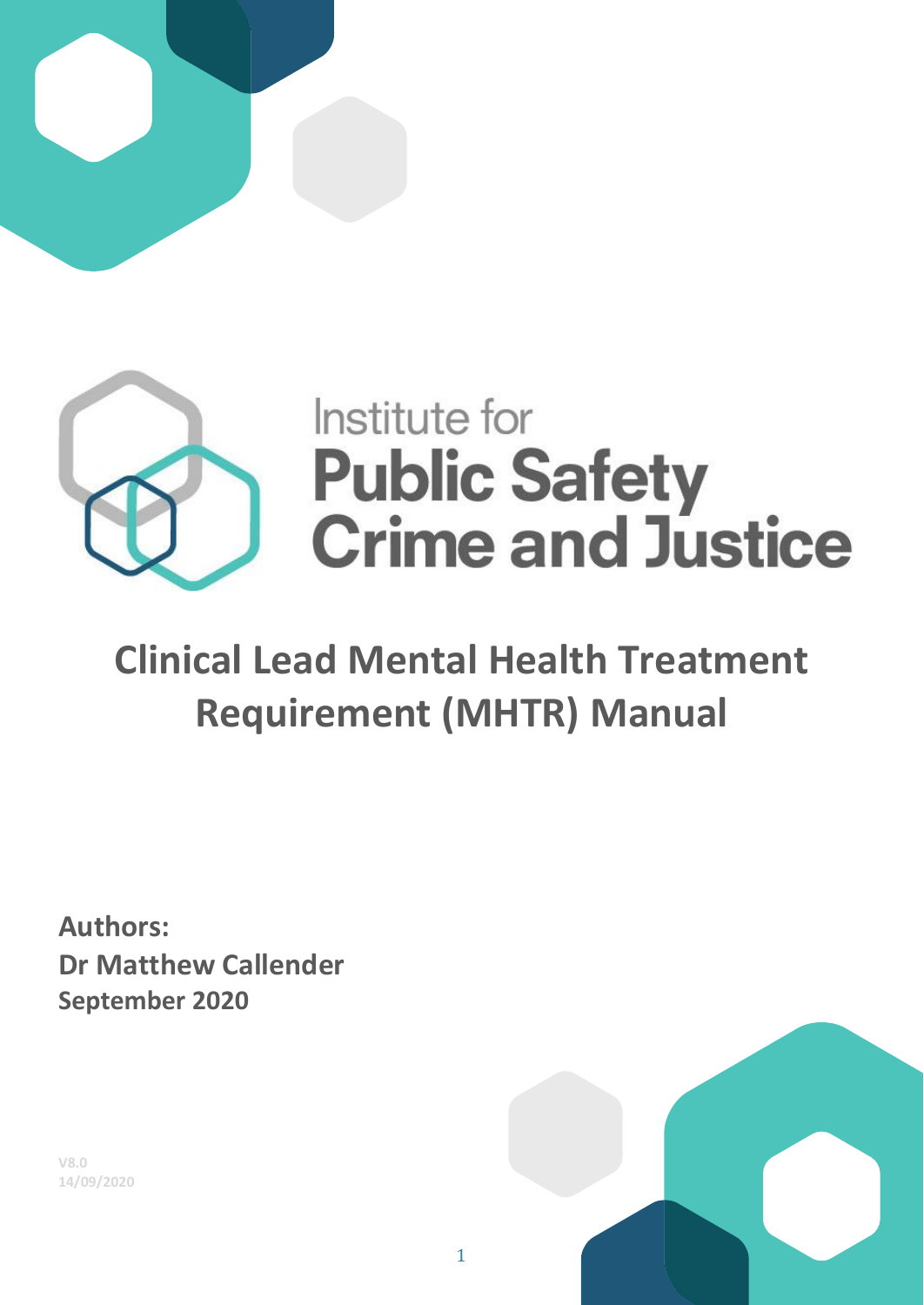Institute for
**Public Safety**
**Crime and Justice**

# Clinical Lead Mental Health Treatment Requirement (MHTR) Manual

**Authors:**
**Dr Matthew Callender**
**September 2020**

V8.0
14/09/2020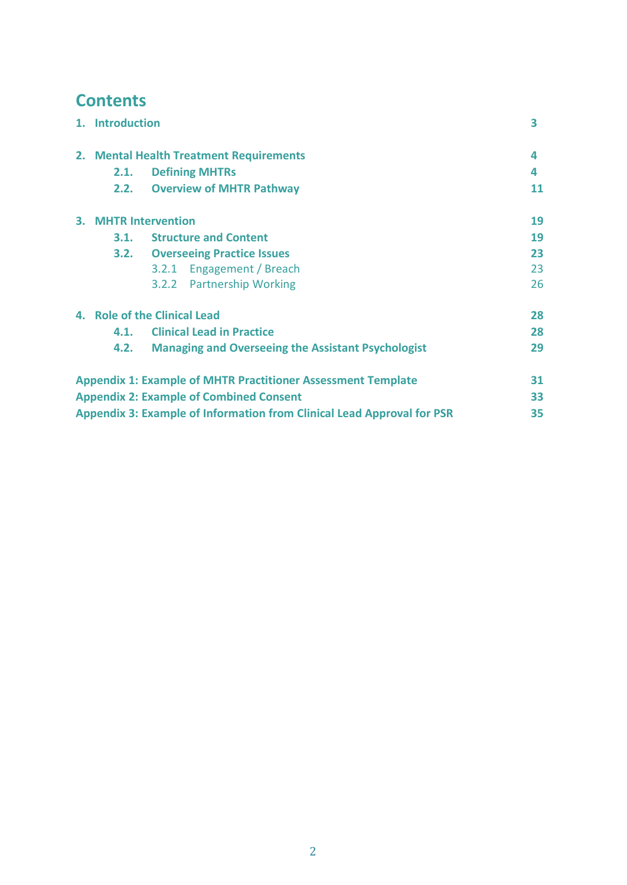# Contents

| | |
|---|---|
| **1. Introduction** | **3** |
| **2. Mental Health Treatment Requirements** | **4** |
| &nbsp;&nbsp;&nbsp;&nbsp;**2.1. Defining MHTRs** | **4** |
| &nbsp;&nbsp;&nbsp;&nbsp;**2.2. Overview of MHTR Pathway** | **11** |
| **3. MHTR Intervention** | **19** |
| &nbsp;&nbsp;&nbsp;&nbsp;**3.1. Structure and Content** | **19** |
| &nbsp;&nbsp;&nbsp;&nbsp;**3.2. Overseeing Practice Issues** | **23** |
| &nbsp;&nbsp;&nbsp;&nbsp;&nbsp;&nbsp;&nbsp;&nbsp;3.2.1 Engagement / Breach | 23 |
| &nbsp;&nbsp;&nbsp;&nbsp;&nbsp;&nbsp;&nbsp;&nbsp;3.2.2 Partnership Working | 26 |
| **4. Role of the Clinical Lead** | **28** |
| &nbsp;&nbsp;&nbsp;&nbsp;**4.1. Clinical Lead in Practice** | **28** |
| &nbsp;&nbsp;&nbsp;&nbsp;**4.2. Managing and Overseeing the Assistant Psychologist** | **29** |
| **Appendix 1: Example of MHTR Practitioner Assessment Template** | **31** |
| **Appendix 2: Example of Combined Consent** | **33** |
| **Appendix 3: Example of Information from Clinical Lead Approval for PSR** | **35** |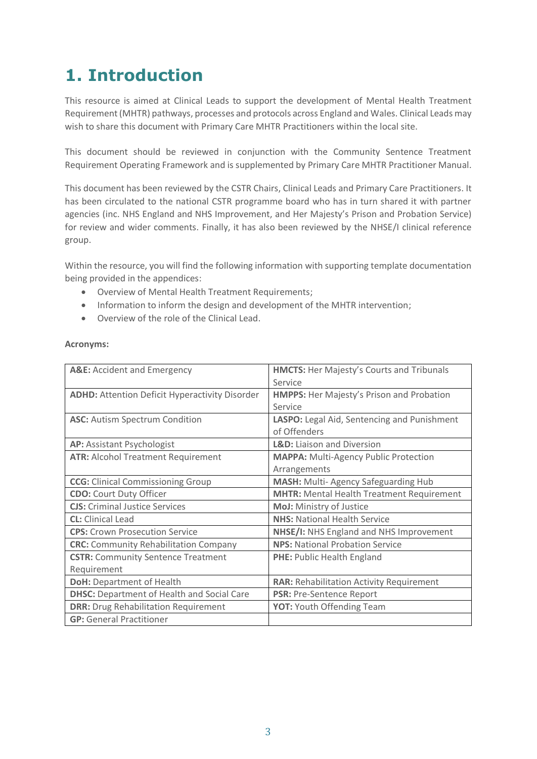# 1. Introduction

This resource is aimed at Clinical Leads to support the development of Mental Health Treatment Requirement (MHTR) pathways, processes and protocols across England and Wales. Clinical Leads may wish to share this document with Primary Care MHTR Practitioners within the local site.

This document should be reviewed in conjunction with the Community Sentence Treatment Requirement Operating Framework and is supplemented by Primary Care MHTR Practitioner Manual.

This document has been reviewed by the CSTR Chairs, Clinical Leads and Primary Care Practitioners. It has been circulated to the national CSTR programme board who has in turn shared it with partner agencies (inc. NHS England and NHS Improvement, and Her Majesty's Prison and Probation Service) for review and wider comments. Finally, it has also been reviewed by the NHSE/I clinical reference group.

Within the resource, you will find the following information with supporting template documentation being provided in the appendices:

- Overview of Mental Health Treatment Requirements;
- Information to inform the design and development of the MHTR intervention;
- Overview of the role of the Clinical Lead.

**Acronyms:**

| | |
|---|---|
| **A&E:** Accident and Emergency | **HMCTS:** Her Majesty's Courts and Tribunals Service |
| **ADHD:** Attention Deficit Hyperactivity Disorder | **HMPPS:** Her Majesty's Prison and Probation Service |
| **ASC:** Autism Spectrum Condition | **LASPO:** Legal Aid, Sentencing and Punishment of Offenders |
| **AP:** Assistant Psychologist | **L&D:** Liaison and Diversion |
| **ATR:** Alcohol Treatment Requirement | **MAPPA:** Multi-Agency Public Protection Arrangements |
| **CCG:** Clinical Commissioning Group | **MASH:** Multi- Agency Safeguarding Hub |
| **CDO:** Court Duty Officer | **MHTR:** Mental Health Treatment Requirement |
| **CJS:** Criminal Justice Services | **MoJ:** Ministry of Justice |
| **CL:** Clinical Lead | **NHS:** National Health Service |
| **CPS:** Crown Prosecution Service | **NHSE/I:** NHS England and NHS Improvement |
| **CRC:** Community Rehabilitation Company | **NPS:** National Probation Service |
| **CSTR:** Community Sentence Treatment Requirement | **PHE:** Public Health England |
| **DoH:** Department of Health | **RAR:** Rehabilitation Activity Requirement |
| **DHSC:** Department of Health and Social Care | **PSR:** Pre-Sentence Report |
| **DRR:** Drug Rehabilitation Requirement | **YOT:** Youth Offending Team |
| **GP:** General Practitioner | |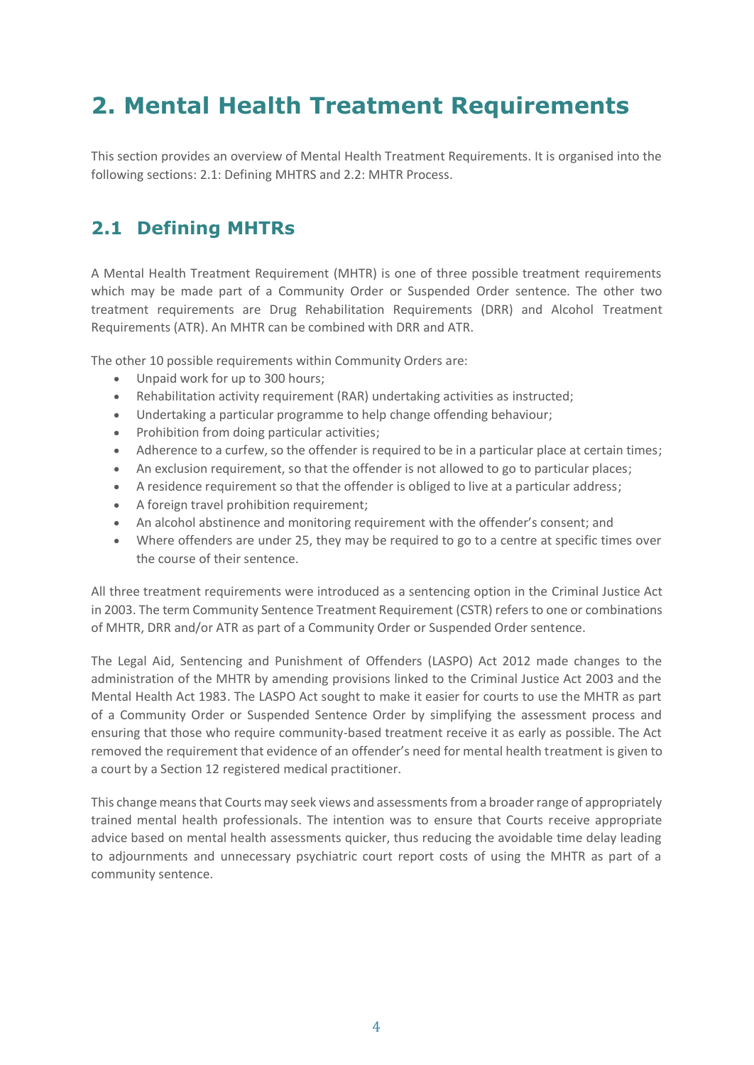# 2. Mental Health Treatment Requirements

This section provides an overview of Mental Health Treatment Requirements. It is organised into the following sections: 2.1: Defining MHTRS and 2.2: MHTR Process.

## 2.1 Defining MHTRs

A Mental Health Treatment Requirement (MHTR) is one of three possible treatment requirements which may be made part of a Community Order or Suspended Order sentence. The other two treatment requirements are Drug Rehabilitation Requirements (DRR) and Alcohol Treatment Requirements (ATR). An MHTR can be combined with DRR and ATR.

The other 10 possible requirements within Community Orders are:

- Unpaid work for up to 300 hours;
- Rehabilitation activity requirement (RAR) undertaking activities as instructed;
- Undertaking a particular programme to help change offending behaviour;
- Prohibition from doing particular activities;
- Adherence to a curfew, so the offender is required to be in a particular place at certain times;
- An exclusion requirement, so that the offender is not allowed to go to particular places;
- A residence requirement so that the offender is obliged to live at a particular address;
- A foreign travel prohibition requirement;
- An alcohol abstinence and monitoring requirement with the offender's consent; and
- Where offenders are under 25, they may be required to go to a centre at specific times over the course of their sentence.

All three treatment requirements were introduced as a sentencing option in the Criminal Justice Act in 2003. The term Community Sentence Treatment Requirement (CSTR) refers to one or combinations of MHTR, DRR and/or ATR as part of a Community Order or Suspended Order sentence.

The Legal Aid, Sentencing and Punishment of Offenders (LASPO) Act 2012 made changes to the administration of the MHTR by amending provisions linked to the Criminal Justice Act 2003 and the Mental Health Act 1983. The LASPO Act sought to make it easier for courts to use the MHTR as part of a Community Order or Suspended Sentence Order by simplifying the assessment process and ensuring that those who require community-based treatment receive it as early as possible. The Act removed the requirement that evidence of an offender's need for mental health treatment is given to a court by a Section 12 registered medical practitioner.

This change means that Courts may seek views and assessments from a broader range of appropriately trained mental health professionals. The intention was to ensure that Courts receive appropriate advice based on mental health assessments quicker, thus reducing the avoidable time delay leading to adjournments and unnecessary psychiatric court report costs of using the MHTR as part of a community sentence.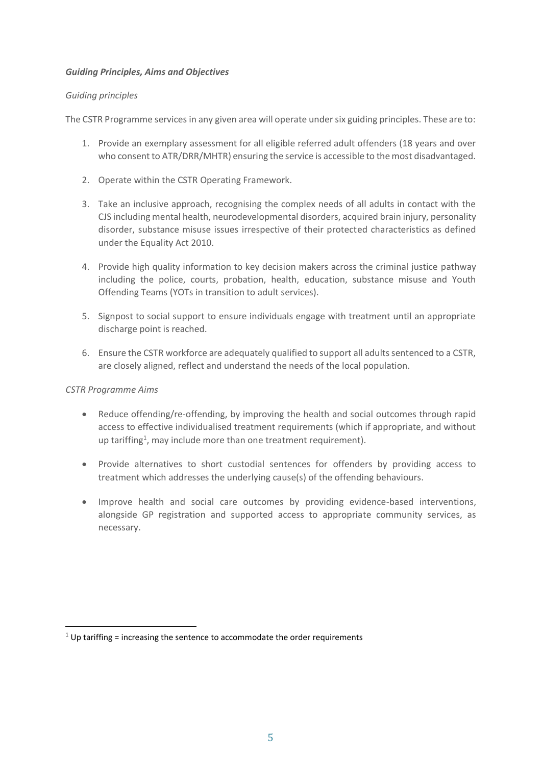### ***Guiding Principles, Aims and Objectives***

*Guiding principles*

The CSTR Programme services in any given area will operate under six guiding principles. These are to:

1. Provide an exemplary assessment for all eligible referred adult offenders (18 years and over who consent to ATR/DRR/MHTR) ensuring the service is accessible to the most disadvantaged.

2. Operate within the CSTR Operating Framework.

3. Take an inclusive approach, recognising the complex needs of all adults in contact with the CJS including mental health, neurodevelopmental disorders, acquired brain injury, personality disorder, substance misuse issues irrespective of their protected characteristics as defined under the Equality Act 2010.

4. Provide high quality information to key decision makers across the criminal justice pathway including the police, courts, probation, health, education, substance misuse and Youth Offending Teams (YOTs in transition to adult services).

5. Signpost to social support to ensure individuals engage with treatment until an appropriate discharge point is reached.

6. Ensure the CSTR workforce are adequately qualified to support all adults sentenced to a CSTR, are closely aligned, reflect and understand the needs of the local population.

*CSTR Programme Aims*

- Reduce offending/re-offending, by improving the health and social outcomes through rapid access to effective individualised treatment requirements (which if appropriate, and without up tariffing[1], may include more than one treatment requirement).

- Provide alternatives to short custodial sentences for offenders by providing access to treatment which addresses the underlying cause(s) of the offending behaviours.

- Improve health and social care outcomes by providing evidence-based interventions, alongside GP registration and supported access to appropriate community services, as necessary.

---

[1] Up tariffing = increasing the sentence to accommodate the order requirements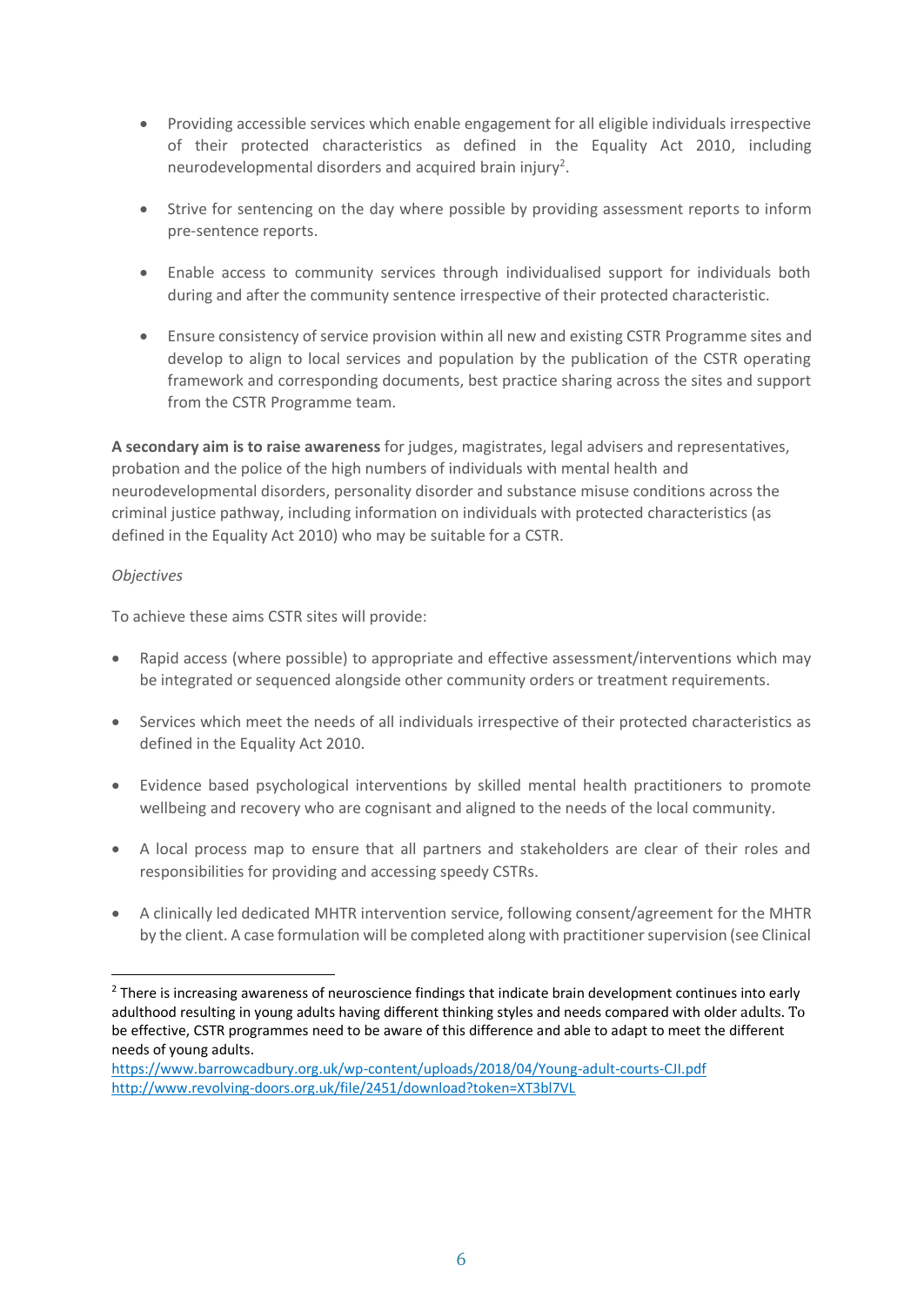- Providing accessible services which enable engagement for all eligible individuals irrespective of their protected characteristics as defined in the Equality Act 2010, including neurodevelopmental disorders and acquired brain injury[2].

- Strive for sentencing on the day where possible by providing assessment reports to inform pre-sentence reports.

- Enable access to community services through individualised support for individuals both during and after the community sentence irrespective of their protected characteristic.

- Ensure consistency of service provision within all new and existing CSTR Programme sites and develop to align to local services and population by the publication of the CSTR operating framework and corresponding documents, best practice sharing across the sites and support from the CSTR Programme team.

**A secondary aim is to raise awareness** for judges, magistrates, legal advisers and representatives, probation and the police of the high numbers of individuals with mental health and neurodevelopmental disorders, personality disorder and substance misuse conditions across the criminal justice pathway, including information on individuals with protected characteristics (as defined in the Equality Act 2010) who may be suitable for a CSTR.

*Objectives*

To achieve these aims CSTR sites will provide:

- Rapid access (where possible) to appropriate and effective assessment/interventions which may be integrated or sequenced alongside other community orders or treatment requirements.

- Services which meet the needs of all individuals irrespective of their protected characteristics as defined in the Equality Act 2010.

- Evidence based psychological interventions by skilled mental health practitioners to promote wellbeing and recovery who are cognisant and aligned to the needs of the local community.

- A local process map to ensure that all partners and stakeholders are clear of their roles and responsibilities for providing and accessing speedy CSTRs.

- A clinically led dedicated MHTR intervention service, following consent/agreement for the MHTR by the client. A case formulation will be completed along with practitioner supervision (see Clinical

---

[2] There is increasing awareness of neuroscience findings that indicate brain development continues into early adulthood resulting in young adults having different thinking styles and needs compared with older adults. To be effective, CSTR programmes need to be aware of this difference and able to adapt to meet the different needs of young adults.
https://www.barrowcadbury.org.uk/wp-content/uploads/2018/04/Young-adult-courts-CJI.pdf
http://www.revolving-doors.org.uk/file/2451/download?token=XT3bl7VL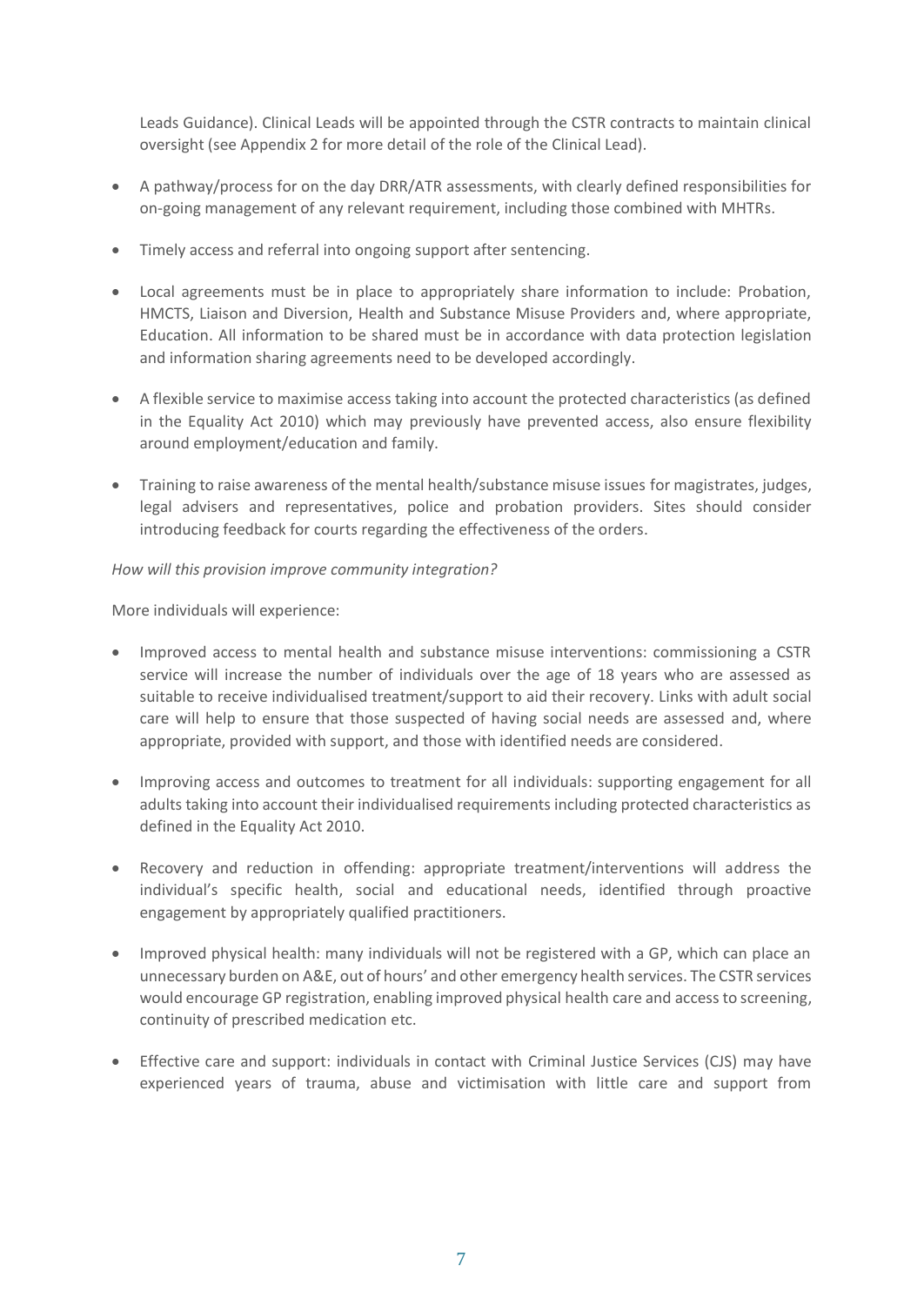Leads Guidance). Clinical Leads will be appointed through the CSTR contracts to maintain clinical oversight (see Appendix 2 for more detail of the role of the Clinical Lead).

- A pathway/process for on the day DRR/ATR assessments, with clearly defined responsibilities for on-going management of any relevant requirement, including those combined with MHTRs.
- Timely access and referral into ongoing support after sentencing.
- Local agreements must be in place to appropriately share information to include: Probation, HMCTS, Liaison and Diversion, Health and Substance Misuse Providers and, where appropriate, Education. All information to be shared must be in accordance with data protection legislation and information sharing agreements need to be developed accordingly.
- A flexible service to maximise access taking into account the protected characteristics (as defined in the Equality Act 2010) which may previously have prevented access, also ensure flexibility around employment/education and family.
- Training to raise awareness of the mental health/substance misuse issues for magistrates, judges, legal advisers and representatives, police and probation providers. Sites should consider introducing feedback for courts regarding the effectiveness of the orders.

*How will this provision improve community integration?*

More individuals will experience:

- Improved access to mental health and substance misuse interventions: commissioning a CSTR service will increase the number of individuals over the age of 18 years who are assessed as suitable to receive individualised treatment/support to aid their recovery. Links with adult social care will help to ensure that those suspected of having social needs are assessed and, where appropriate, provided with support, and those with identified needs are considered.
- Improving access and outcomes to treatment for all individuals: supporting engagement for all adults taking into account their individualised requirements including protected characteristics as defined in the Equality Act 2010.
- Recovery and reduction in offending: appropriate treatment/interventions will address the individual's specific health, social and educational needs, identified through proactive engagement by appropriately qualified practitioners.
- Improved physical health: many individuals will not be registered with a GP, which can place an unnecessary burden on A&E, out of hours' and other emergency health services. The CSTR services would encourage GP registration, enabling improved physical health care and access to screening, continuity of prescribed medication etc.
- Effective care and support: individuals in contact with Criminal Justice Services (CJS) may have experienced years of trauma, abuse and victimisation with little care and support from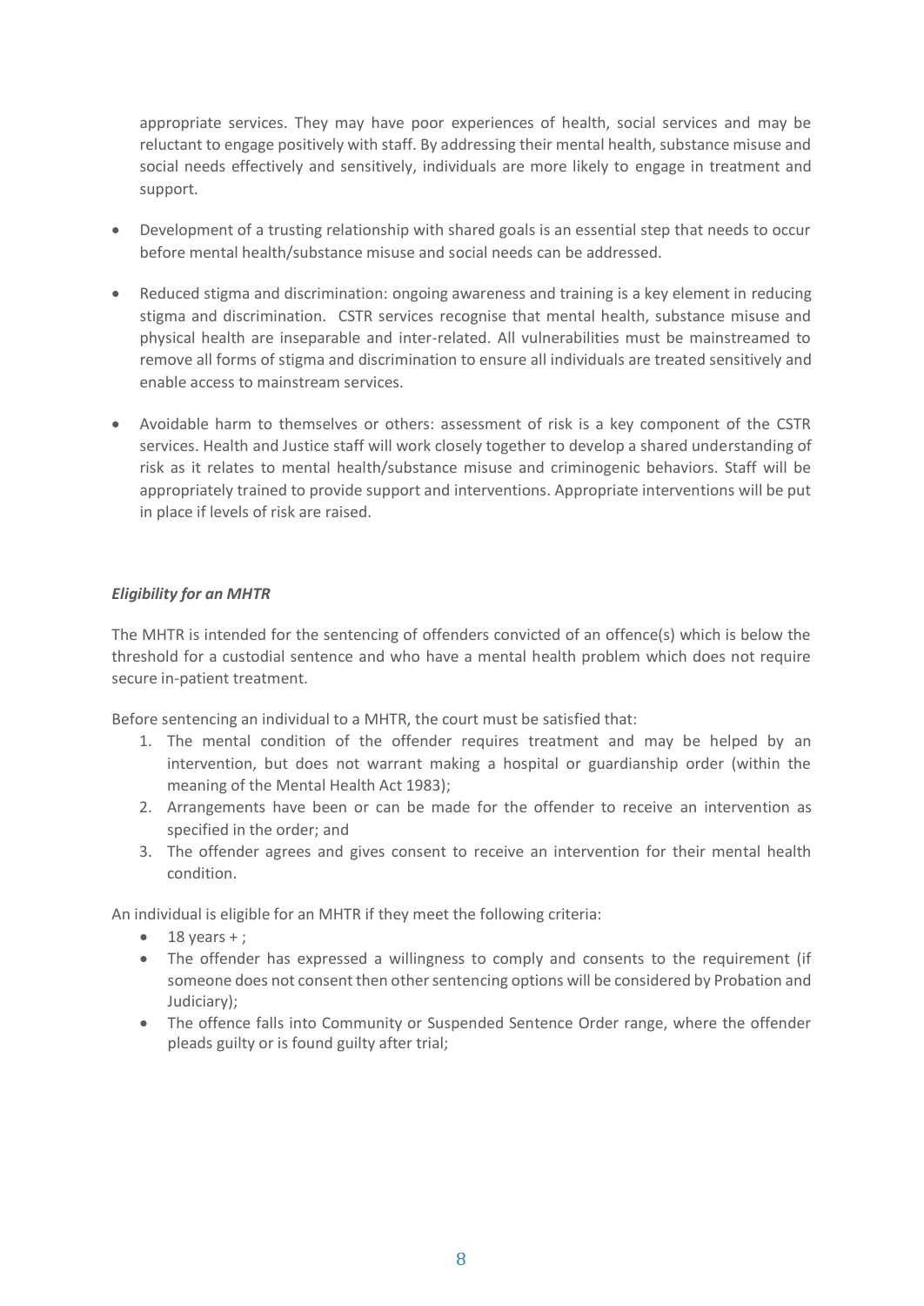appropriate services. They may have poor experiences of health, social services and may be reluctant to engage positively with staff. By addressing their mental health, substance misuse and social needs effectively and sensitively, individuals are more likely to engage in treatment and support.

- Development of a trusting relationship with shared goals is an essential step that needs to occur before mental health/substance misuse and social needs can be addressed.
- Reduced stigma and discrimination: ongoing awareness and training is a key element in reducing stigma and discrimination. CSTR services recognise that mental health, substance misuse and physical health are inseparable and inter-related. All vulnerabilities must be mainstreamed to remove all forms of stigma and discrimination to ensure all individuals are treated sensitively and enable access to mainstream services.
- Avoidable harm to themselves or others: assessment of risk is a key component of the CSTR services. Health and Justice staff will work closely together to develop a shared understanding of risk as it relates to mental health/substance misuse and criminogenic behaviors. Staff will be appropriately trained to provide support and interventions. Appropriate interventions will be put in place if levels of risk are raised.

***Eligibility for an MHTR***

The MHTR is intended for the sentencing of offenders convicted of an offence(s) which is below the threshold for a custodial sentence and who have a mental health problem which does not require secure in-patient treatment.

Before sentencing an individual to a MHTR, the court must be satisfied that:

1. The mental condition of the offender requires treatment and may be helped by an intervention, but does not warrant making a hospital or guardianship order (within the meaning of the Mental Health Act 1983);
2. Arrangements have been or can be made for the offender to receive an intervention as specified in the order; and
3. The offender agrees and gives consent to receive an intervention for their mental health condition.

An individual is eligible for an MHTR if they meet the following criteria:

- 18 years + ;
- The offender has expressed a willingness to comply and consents to the requirement (if someone does not consent then other sentencing options will be considered by Probation and Judiciary);
- The offence falls into Community or Suspended Sentence Order range, where the offender pleads guilty or is found guilty after trial;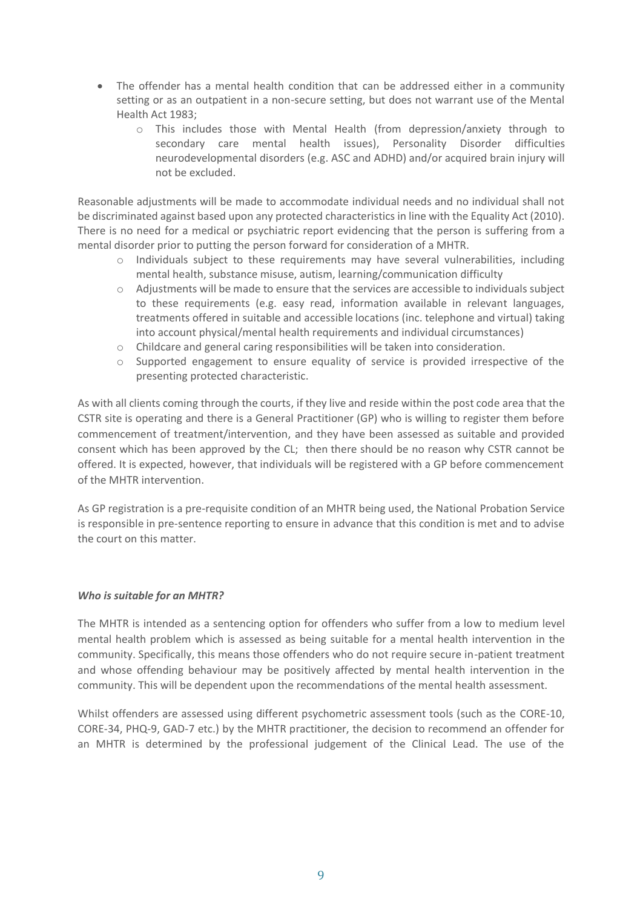- The offender has a mental health condition that can be addressed either in a community setting or as an outpatient in a non-secure setting, but does not warrant use of the Mental Health Act 1983;
    - This includes those with Mental Health (from depression/anxiety through to secondary care mental health issues), Personality Disorder difficulties neurodevelopmental disorders (e.g. ASC and ADHD) and/or acquired brain injury will not be excluded.

Reasonable adjustments will be made to accommodate individual needs and no individual shall not be discriminated against based upon any protected characteristics in line with the Equality Act (2010). There is no need for a medical or psychiatric report evidencing that the person is suffering from a mental disorder prior to putting the person forward for consideration of a MHTR.

- Individuals subject to these requirements may have several vulnerabilities, including mental health, substance misuse, autism, learning/communication difficulty
- Adjustments will be made to ensure that the services are accessible to individuals subject to these requirements (e.g. easy read, information available in relevant languages, treatments offered in suitable and accessible locations (inc. telephone and virtual) taking into account physical/mental health requirements and individual circumstances)
- Childcare and general caring responsibilities will be taken into consideration.
- Supported engagement to ensure equality of service is provided irrespective of the presenting protected characteristic.

As with all clients coming through the courts, if they live and reside within the post code area that the CSTR site is operating and there is a General Practitioner (GP) who is willing to register them before commencement of treatment/intervention, and they have been assessed as suitable and provided consent which has been approved by the CL; then there should be no reason why CSTR cannot be offered. It is expected, however, that individuals will be registered with a GP before commencement of the MHTR intervention.

As GP registration is a pre-requisite condition of an MHTR being used, the National Probation Service is responsible in pre-sentence reporting to ensure in advance that this condition is met and to advise the court on this matter.

***Who is suitable for an MHTR?***

The MHTR is intended as a sentencing option for offenders who suffer from a low to medium level mental health problem which is assessed as being suitable for a mental health intervention in the community. Specifically, this means those offenders who do not require secure in-patient treatment and whose offending behaviour may be positively affected by mental health intervention in the community. This will be dependent upon the recommendations of the mental health assessment.

Whilst offenders are assessed using different psychometric assessment tools (such as the CORE-10, CORE-34, PHQ-9, GAD-7 etc.) by the MHTR practitioner, the decision to recommend an offender for an MHTR is determined by the professional judgement of the Clinical Lead. The use of the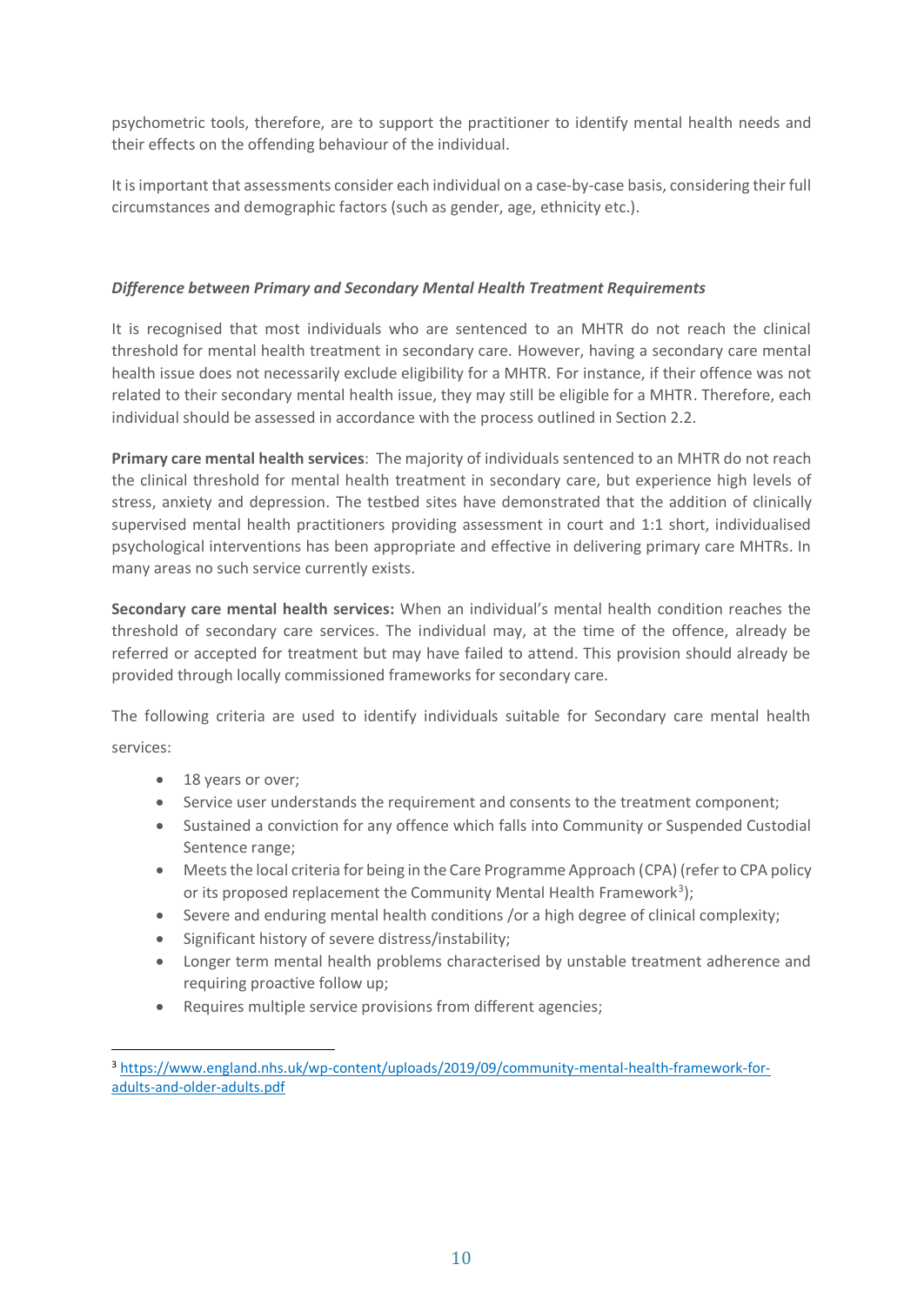psychometric tools, therefore, are to support the practitioner to identify mental health needs and their effects on the offending behaviour of the individual.

It is important that assessments consider each individual on a case-by-case basis, considering their full circumstances and demographic factors (such as gender, age, ethnicity etc.).

***Difference between Primary and Secondary Mental Health Treatment Requirements***

It is recognised that most individuals who are sentenced to an MHTR do not reach the clinical threshold for mental health treatment in secondary care. However, having a secondary care mental health issue does not necessarily exclude eligibility for a MHTR. For instance, if their offence was not related to their secondary mental health issue, they may still be eligible for a MHTR. Therefore, each individual should be assessed in accordance with the process outlined in Section 2.2.

**Primary care mental health services**: The majority of individuals sentenced to an MHTR do not reach the clinical threshold for mental health treatment in secondary care, but experience high levels of stress, anxiety and depression. The testbed sites have demonstrated that the addition of clinically supervised mental health practitioners providing assessment in court and 1:1 short, individualised psychological interventions has been appropriate and effective in delivering primary care MHTRs. In many areas no such service currently exists.

**Secondary care mental health services:** When an individual's mental health condition reaches the threshold of secondary care services. The individual may, at the time of the offence, already be referred or accepted for treatment but may have failed to attend. This provision should already be provided through locally commissioned frameworks for secondary care.

The following criteria are used to identify individuals suitable for Secondary care mental health services:

- 18 years or over;
- Service user understands the requirement and consents to the treatment component;
- Sustained a conviction for any offence which falls into Community or Suspended Custodial Sentence range;
- Meets the local criteria for being in the Care Programme Approach (CPA) (refer to CPA policy or its proposed replacement the Community Mental Health Framework[3]);
- Severe and enduring mental health conditions /or a high degree of clinical complexity;
- Significant history of severe distress/instability;
- Longer term mental health problems characterised by unstable treatment adherence and requiring proactive follow up;
- Requires multiple service provisions from different agencies;

[3] https://www.england.nhs.uk/wp-content/uploads/2019/09/community-mental-health-framework-for-adults-and-older-adults.pdf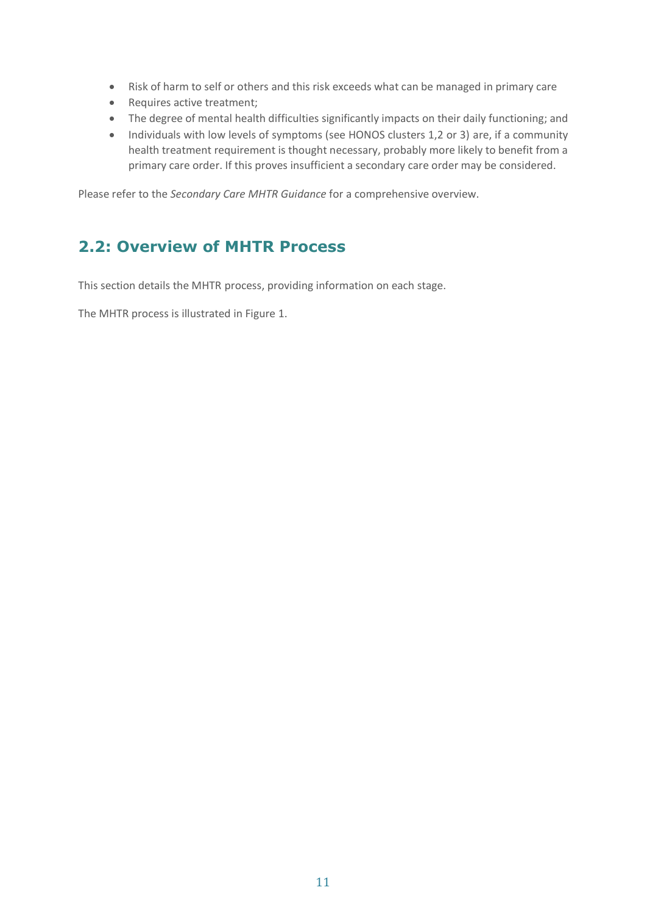- Risk of harm to self or others and this risk exceeds what can be managed in primary care
- Requires active treatment;
- The degree of mental health difficulties significantly impacts on their daily functioning; and
- Individuals with low levels of symptoms (see HONOS clusters 1,2 or 3) are, if a community health treatment requirement is thought necessary, probably more likely to benefit from a primary care order. If this proves insufficient a secondary care order may be considered.

Please refer to the *Secondary Care MHTR Guidance* for a comprehensive overview.

## 2.2: Overview of MHTR Process

This section details the MHTR process, providing information on each stage.

The MHTR process is illustrated in Figure 1.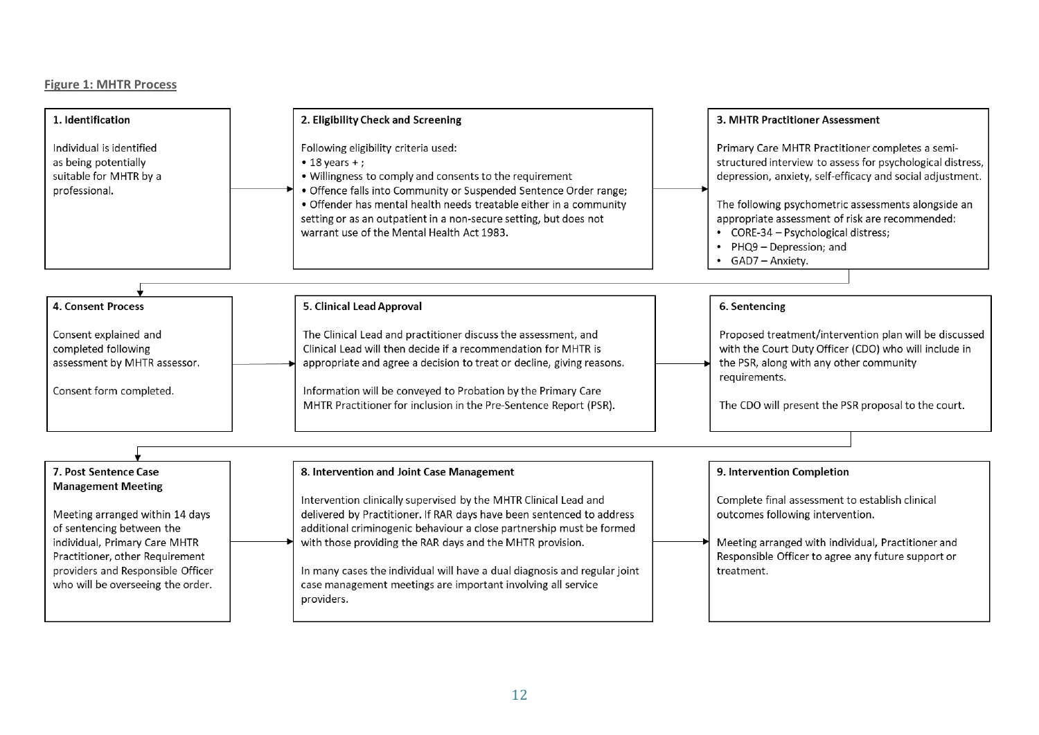**Figure 1: MHTR Process**

**1. Identification**

Individual is identified as being potentially suitable for MHTR by a professional.

**2. Eligibility Check and Screening**

Following eligibility criteria used:

- 18 years + ;
- Willingness to comply and consents to the requirement
- Offence falls into Community or Suspended Sentence Order range;
- Offender has mental health needs treatable either in a community setting or as an outpatient in a non-secure setting, but does not warrant use of the Mental Health Act 1983.

**3. MHTR Practitioner Assessment**

Primary Care MHTR Practitioner completes a semi-structured interview to assess for psychological distress, depression, anxiety, self-efficacy and social adjustment.

The following psychometric assessments alongside an appropriate assessment of risk are recommended:

- CORE-34 – Psychological distress;
- PHQ9 – Depression; and
- GAD7 – Anxiety.

**4. Consent Process**

Consent explained and completed following assessment by MHTR assessor.

Consent form completed.

**5. Clinical Lead Approval**

The Clinical Lead and practitioner discuss the assessment, and Clinical Lead will then decide if a recommendation for MHTR is appropriate and agree a decision to treat or decline, giving reasons.

Information will be conveyed to Probation by the Primary Care MHTR Practitioner for inclusion in the Pre-Sentence Report (PSR).

**6. Sentencing**

Proposed treatment/intervention plan will be discussed with the Court Duty Officer (CDO) who will include in the PSR, along with any other community requirements.

The CDO will present the PSR proposal to the court.

**7. Post Sentence Case Management Meeting**

Meeting arranged within 14 days of sentencing between the individual, Primary Care MHTR Practitioner, other Requirement providers and Responsible Officer who will be overseeing the order.

**8. Intervention and Joint Case Management**

Intervention clinically supervised by the MHTR Clinical Lead and delivered by Practitioner. If RAR days have been sentenced to address additional criminogenic behaviour a close partnership must be formed with those providing the RAR days and the MHTR provision.

In many cases the individual will have a dual diagnosis and regular joint case management meetings are important involving all service providers.

**9. Intervention Completion**

Complete final assessment to establish clinical outcomes following intervention.

Meeting arranged with individual, Practitioner and Responsible Officer to agree any future support or treatment.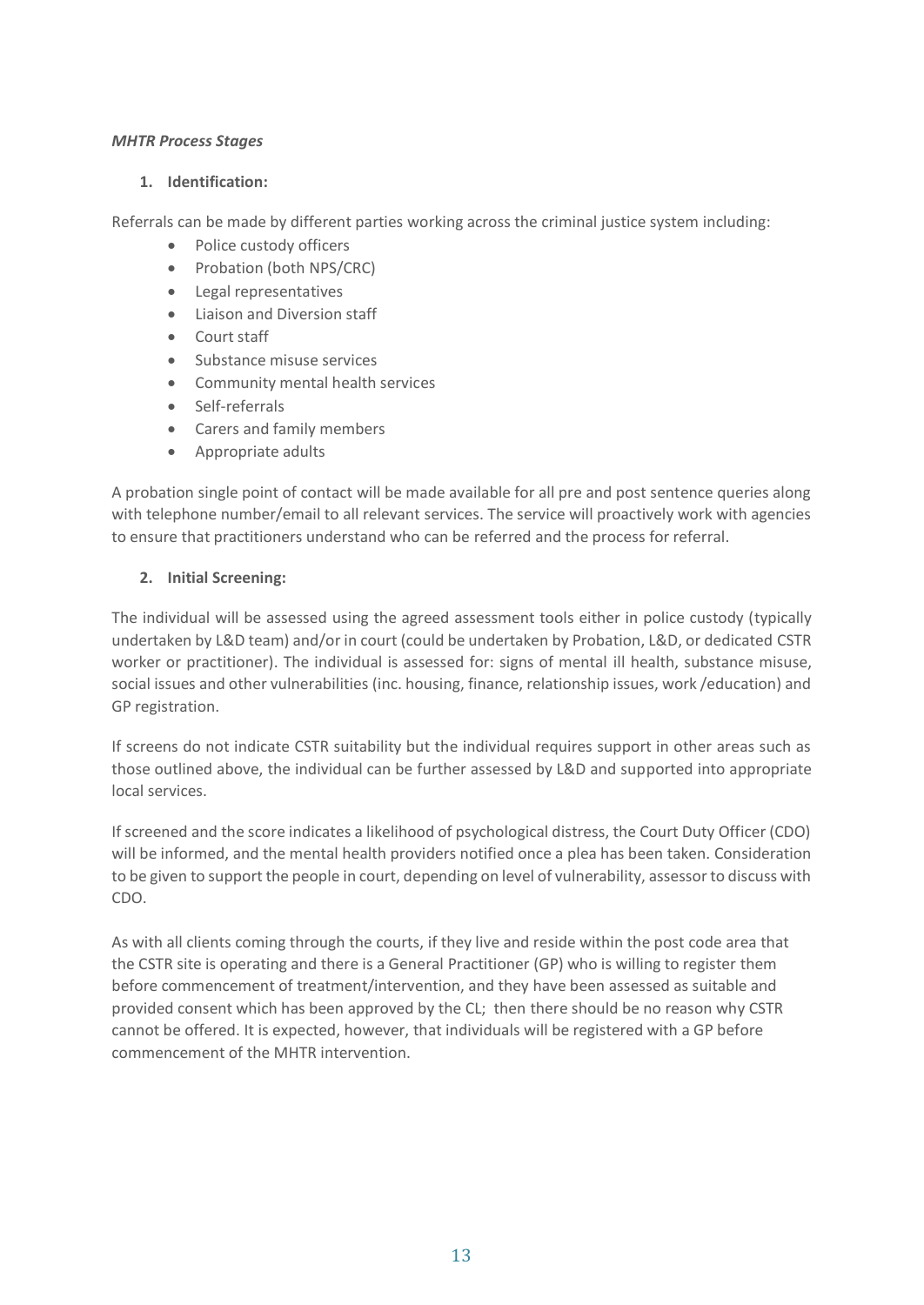*MHTR Process Stages*

1. **Identification:**

Referrals can be made by different parties working across the criminal justice system including:

- Police custody officers
- Probation (both NPS/CRC)
- Legal representatives
- Liaison and Diversion staff
- Court staff
- Substance misuse services
- Community mental health services
- Self-referrals
- Carers and family members
- Appropriate adults

A probation single point of contact will be made available for all pre and post sentence queries along with telephone number/email to all relevant services. The service will proactively work with agencies to ensure that practitioners understand who can be referred and the process for referral.

2. **Initial Screening:**

The individual will be assessed using the agreed assessment tools either in police custody (typically undertaken by L&D team) and/or in court (could be undertaken by Probation, L&D, or dedicated CSTR worker or practitioner). The individual is assessed for: signs of mental ill health, substance misuse, social issues and other vulnerabilities (inc. housing, finance, relationship issues, work /education) and GP registration.

If screens do not indicate CSTR suitability but the individual requires support in other areas such as those outlined above, the individual can be further assessed by L&D and supported into appropriate local services.

If screened and the score indicates a likelihood of psychological distress, the Court Duty Officer (CDO) will be informed, and the mental health providers notified once a plea has been taken. Consideration to be given to support the people in court, depending on level of vulnerability, assessor to discuss with CDO.

As with all clients coming through the courts, if they live and reside within the post code area that the CSTR site is operating and there is a General Practitioner (GP) who is willing to register them before commencement of treatment/intervention, and they have been assessed as suitable and provided consent which has been approved by the CL; then there should be no reason why CSTR cannot be offered. It is expected, however, that individuals will be registered with a GP before commencement of the MHTR intervention.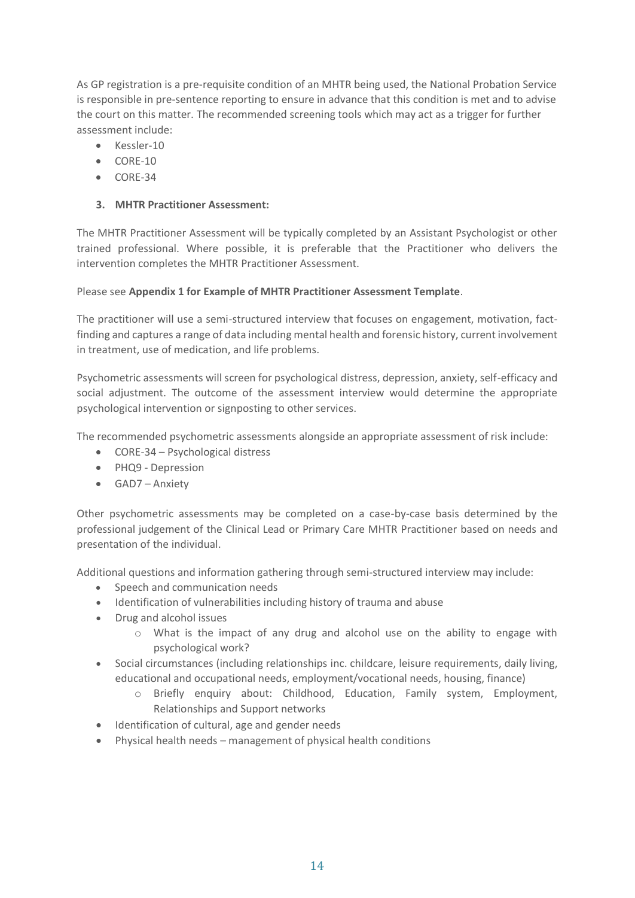As GP registration is a pre-requisite condition of an MHTR being used, the National Probation Service is responsible in pre-sentence reporting to ensure in advance that this condition is met and to advise the court on this matter. The recommended screening tools which may act as a trigger for further assessment include:

- Kessler-10
- CORE-10
- CORE-34

### 3. MHTR Practitioner Assessment:

The MHTR Practitioner Assessment will be typically completed by an Assistant Psychologist or other trained professional. Where possible, it is preferable that the Practitioner who delivers the intervention completes the MHTR Practitioner Assessment.

Please see **Appendix 1 for Example of MHTR Practitioner Assessment Template**.

The practitioner will use a semi-structured interview that focuses on engagement, motivation, fact-finding and captures a range of data including mental health and forensic history, current involvement in treatment, use of medication, and life problems.

Psychometric assessments will screen for psychological distress, depression, anxiety, self-efficacy and social adjustment. The outcome of the assessment interview would determine the appropriate psychological intervention or signposting to other services.

The recommended psychometric assessments alongside an appropriate assessment of risk include:

- CORE-34 – Psychological distress
- PHQ9 - Depression
- GAD7 – Anxiety

Other psychometric assessments may be completed on a case-by-case basis determined by the professional judgement of the Clinical Lead or Primary Care MHTR Practitioner based on needs and presentation of the individual.

Additional questions and information gathering through semi-structured interview may include:

- Speech and communication needs
- Identification of vulnerabilities including history of trauma and abuse
- Drug and alcohol issues
    - What is the impact of any drug and alcohol use on the ability to engage with psychological work?
- Social circumstances (including relationships inc. childcare, leisure requirements, daily living, educational and occupational needs, employment/vocational needs, housing, finance)
    - Briefly enquiry about: Childhood, Education, Family system, Employment, Relationships and Support networks
- Identification of cultural, age and gender needs
- Physical health needs – management of physical health conditions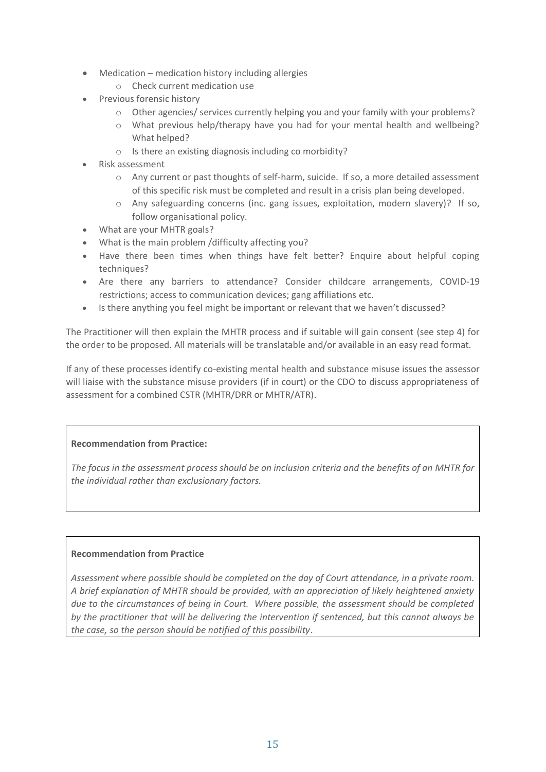- Medication – medication history including allergies
  - Check current medication use
- Previous forensic history
  - Other agencies/ services currently helping you and your family with your problems?
  - What previous help/therapy have you had for your mental health and wellbeing? What helped?
  - Is there an existing diagnosis including co morbidity?
- Risk assessment
  - Any current or past thoughts of self-harm, suicide. If so, a more detailed assessment of this specific risk must be completed and result in a crisis plan being developed.
  - Any safeguarding concerns (inc. gang issues, exploitation, modern slavery)? If so, follow organisational policy.
- What are your MHTR goals?
- What is the main problem /difficulty affecting you?
- Have there been times when things have felt better? Enquire about helpful coping techniques?
- Are there any barriers to attendance? Consider childcare arrangements, COVID-19 restrictions; access to communication devices; gang affiliations etc.
- Is there anything you feel might be important or relevant that we haven't discussed?

The Practitioner will then explain the MHTR process and if suitable will gain consent (see step 4) for the order to be proposed. All materials will be translatable and/or available in an easy read format.

If any of these processes identify co-existing mental health and substance misuse issues the assessor will liaise with the substance misuse providers (if in court) or the CDO to discuss appropriateness of assessment for a combined CSTR (MHTR/DRR or MHTR/ATR).

**Recommendation from Practice:**

*The focus in the assessment process should be on inclusion criteria and the benefits of an MHTR for the individual rather than exclusionary factors.*

**Recommendation from Practice**

*Assessment where possible should be completed on the day of Court attendance, in a private room. A brief explanation of MHTR should be provided, with an appreciation of likely heightened anxiety due to the circumstances of being in Court. Where possible, the assessment should be completed by the practitioner that will be delivering the intervention if sentenced, but this cannot always be the case, so the person should be notified of this possibility*.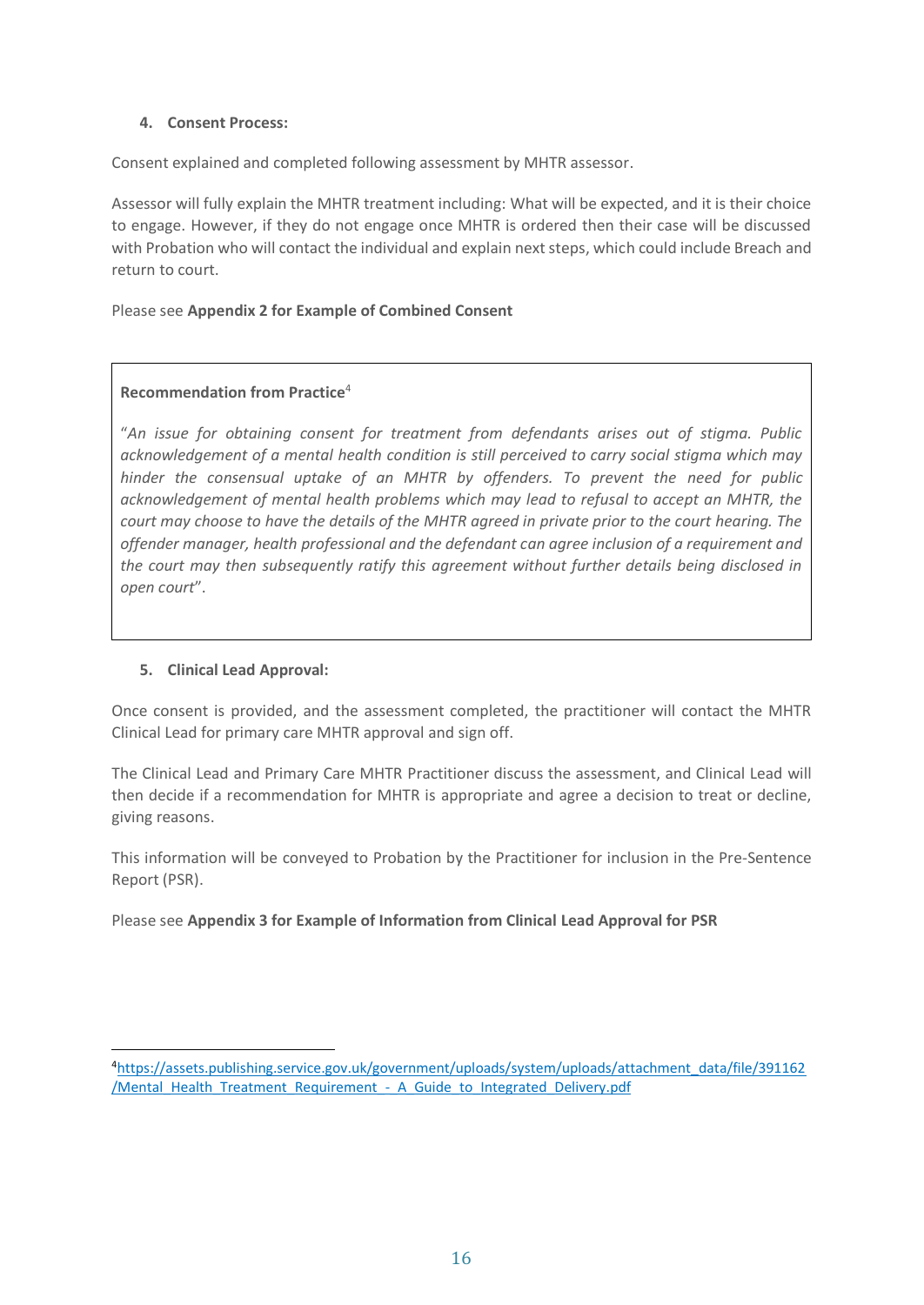#### 4. Consent Process:

Consent explained and completed following assessment by MHTR assessor.

Assessor will fully explain the MHTR treatment including: What will be expected, and it is their choice to engage. However, if they do not engage once MHTR is ordered then their case will be discussed with Probation who will contact the individual and explain next steps, which could include Breach and return to court.

Please see **Appendix 2 for Example of Combined Consent**

> **Recommendation from Practice**[4]
>
> "*An issue for obtaining consent for treatment from defendants arises out of stigma. Public acknowledgement of a mental health condition is still perceived to carry social stigma which may hinder the consensual uptake of an MHTR by offenders. To prevent the need for public acknowledgement of mental health problems which may lead to refusal to accept an MHTR, the court may choose to have the details of the MHTR agreed in private prior to the court hearing. The offender manager, health professional and the defendant can agree inclusion of a requirement and the court may then subsequently ratify this agreement without further details being disclosed in open court*".

#### 5. Clinical Lead Approval:

Once consent is provided, and the assessment completed, the practitioner will contact the MHTR Clinical Lead for primary care MHTR approval and sign off.

The Clinical Lead and Primary Care MHTR Practitioner discuss the assessment, and Clinical Lead will then decide if a recommendation for MHTR is appropriate and agree a decision to treat or decline, giving reasons.

This information will be conveyed to Probation by the Practitioner for inclusion in the Pre-Sentence Report (PSR).

Please see **Appendix 3 for Example of Information from Clinical Lead Approval for PSR**

---

[4] https://assets.publishing.service.gov.uk/government/uploads/system/uploads/attachment_data/file/391162/Mental_Health_Treatment_Requirement_-_A_Guide_to_Integrated_Delivery.pdf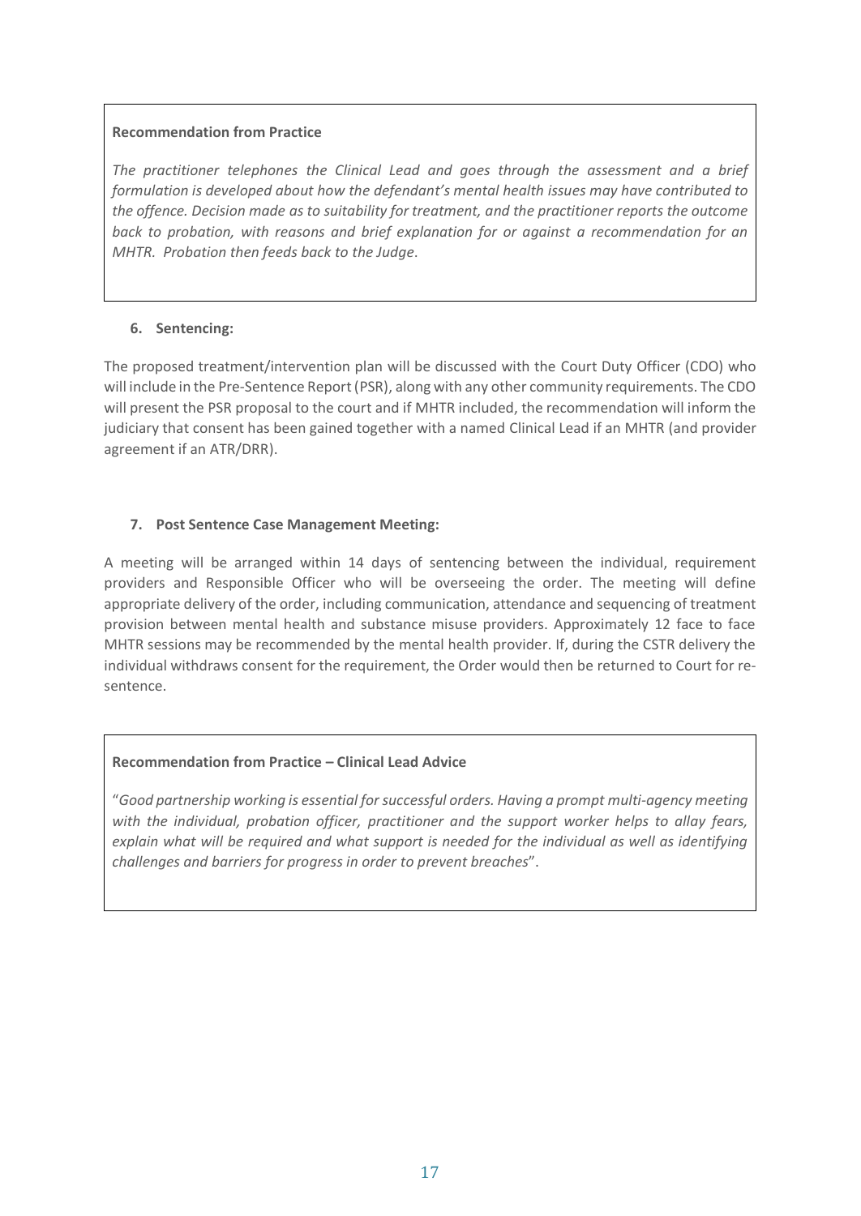**Recommendation from Practice**

*The practitioner telephones the Clinical Lead and goes through the assessment and a brief formulation is developed about how the defendant's mental health issues may have contributed to the offence. Decision made as to suitability for treatment, and the practitioner reports the outcome back to probation, with reasons and brief explanation for or against a recommendation for an MHTR. Probation then feeds back to the Judge.*

6. **Sentencing:**

The proposed treatment/intervention plan will be discussed with the Court Duty Officer (CDO) who will include in the Pre-Sentence Report (PSR), along with any other community requirements. The CDO will present the PSR proposal to the court and if MHTR included, the recommendation will inform the judiciary that consent has been gained together with a named Clinical Lead if an MHTR (and provider agreement if an ATR/DRR).

7. **Post Sentence Case Management Meeting:**

A meeting will be arranged within 14 days of sentencing between the individual, requirement providers and Responsible Officer who will be overseeing the order. The meeting will define appropriate delivery of the order, including communication, attendance and sequencing of treatment provision between mental health and substance misuse providers. Approximately 12 face to face MHTR sessions may be recommended by the mental health provider. If, during the CSTR delivery the individual withdraws consent for the requirement, the Order would then be returned to Court for re-sentence.

**Recommendation from Practice – Clinical Lead Advice**

"*Good partnership working is essential for successful orders. Having a prompt multi-agency meeting with the individual, probation officer, practitioner and the support worker helps to allay fears, explain what will be required and what support is needed for the individual as well as identifying challenges and barriers for progress in order to prevent breaches*".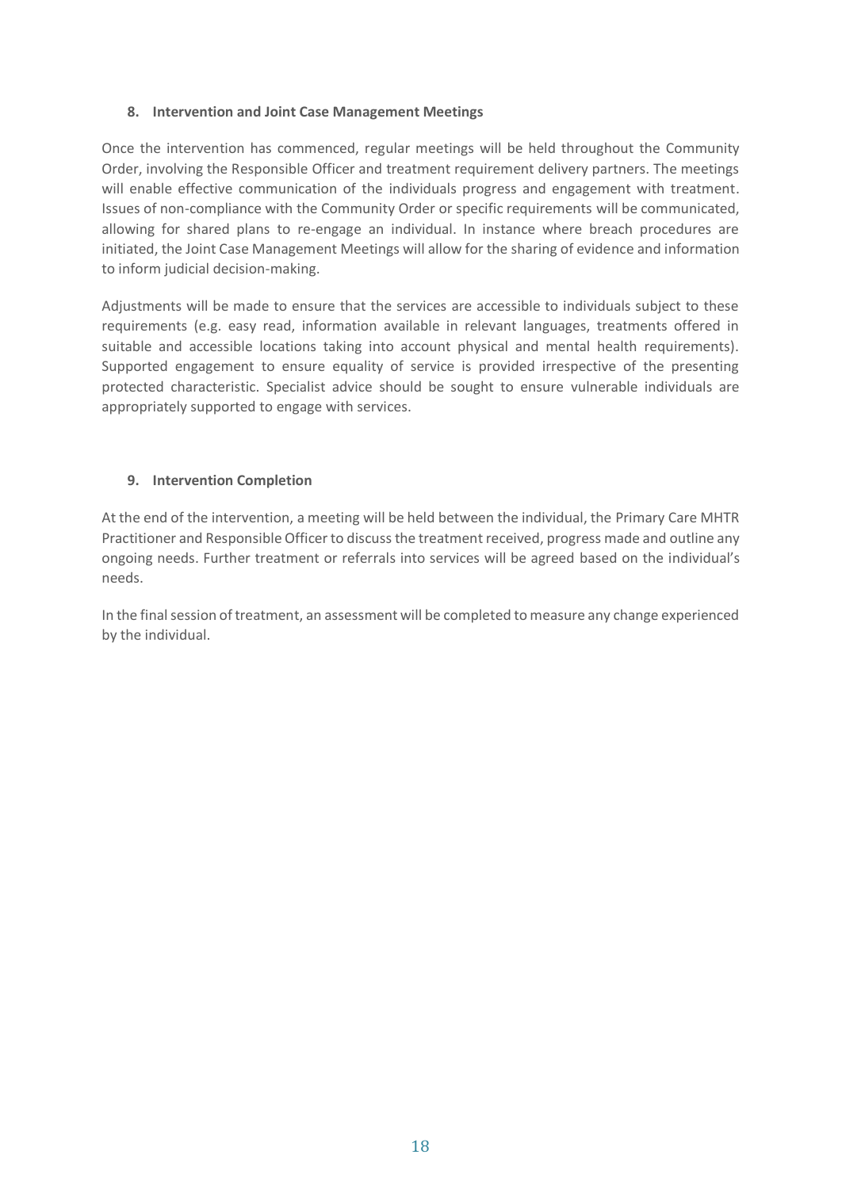## 8. Intervention and Joint Case Management Meetings

Once the intervention has commenced, regular meetings will be held throughout the Community Order, involving the Responsible Officer and treatment requirement delivery partners. The meetings will enable effective communication of the individuals progress and engagement with treatment. Issues of non-compliance with the Community Order or specific requirements will be communicated, allowing for shared plans to re-engage an individual. In instance where breach procedures are initiated, the Joint Case Management Meetings will allow for the sharing of evidence and information to inform judicial decision-making.

Adjustments will be made to ensure that the services are accessible to individuals subject to these requirements (e.g. easy read, information available in relevant languages, treatments offered in suitable and accessible locations taking into account physical and mental health requirements). Supported engagement to ensure equality of service is provided irrespective of the presenting protected characteristic. Specialist advice should be sought to ensure vulnerable individuals are appropriately supported to engage with services.

## 9. Intervention Completion

At the end of the intervention, a meeting will be held between the individual, the Primary Care MHTR Practitioner and Responsible Officer to discuss the treatment received, progress made and outline any ongoing needs. Further treatment or referrals into services will be agreed based on the individual's needs.

In the final session of treatment, an assessment will be completed to measure any change experienced by the individual.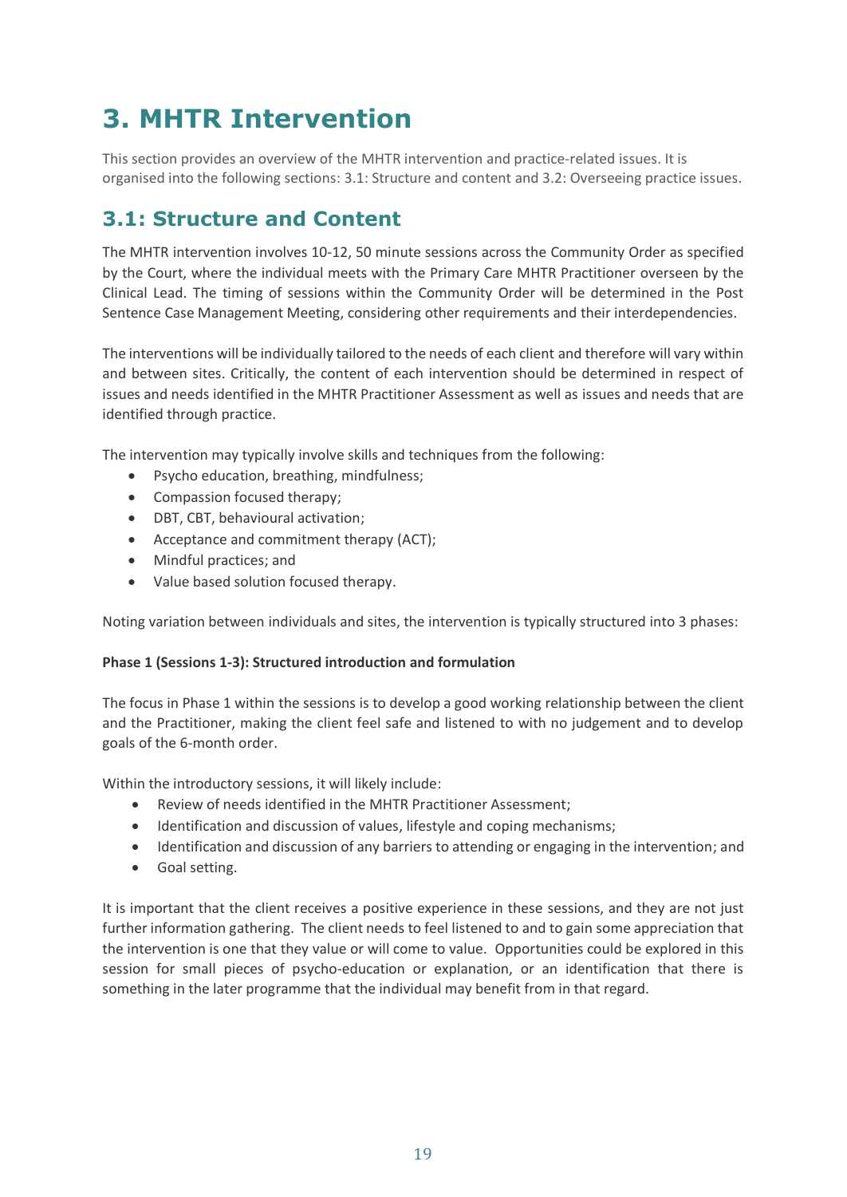# 3. MHTR Intervention

This section provides an overview of the MHTR intervention and practice-related issues. It is organised into the following sections: 3.1: Structure and content and 3.2: Overseeing practice issues.

## 3.1: Structure and Content

The MHTR intervention involves 10-12, 50 minute sessions across the Community Order as specified by the Court, where the individual meets with the Primary Care MHTR Practitioner overseen by the Clinical Lead. The timing of sessions within the Community Order will be determined in the Post Sentence Case Management Meeting, considering other requirements and their interdependencies.

The interventions will be individually tailored to the needs of each client and therefore will vary within and between sites. Critically, the content of each intervention should be determined in respect of issues and needs identified in the MHTR Practitioner Assessment as well as issues and needs that are identified through practice.

The intervention may typically involve skills and techniques from the following:

- Psycho education, breathing, mindfulness;
- Compassion focused therapy;
- DBT, CBT, behavioural activation;
- Acceptance and commitment therapy (ACT);
- Mindful practices; and
- Value based solution focused therapy.

Noting variation between individuals and sites, the intervention is typically structured into 3 phases:

**Phase 1 (Sessions 1-3): Structured introduction and formulation**

The focus in Phase 1 within the sessions is to develop a good working relationship between the client and the Practitioner, making the client feel safe and listened to with no judgement and to develop goals of the 6-month order.

Within the introductory sessions, it will likely include:

- Review of needs identified in the MHTR Practitioner Assessment;
- Identification and discussion of values, lifestyle and coping mechanisms;
- Identification and discussion of any barriers to attending or engaging in the intervention; and
- Goal setting.

It is important that the client receives a positive experience in these sessions, and they are not just further information gathering. The client needs to feel listened to and to gain some appreciation that the intervention is one that they value or will come to value. Opportunities could be explored in this session for small pieces of psycho-education or explanation, or an identification that there is something in the later programme that the individual may benefit from in that regard.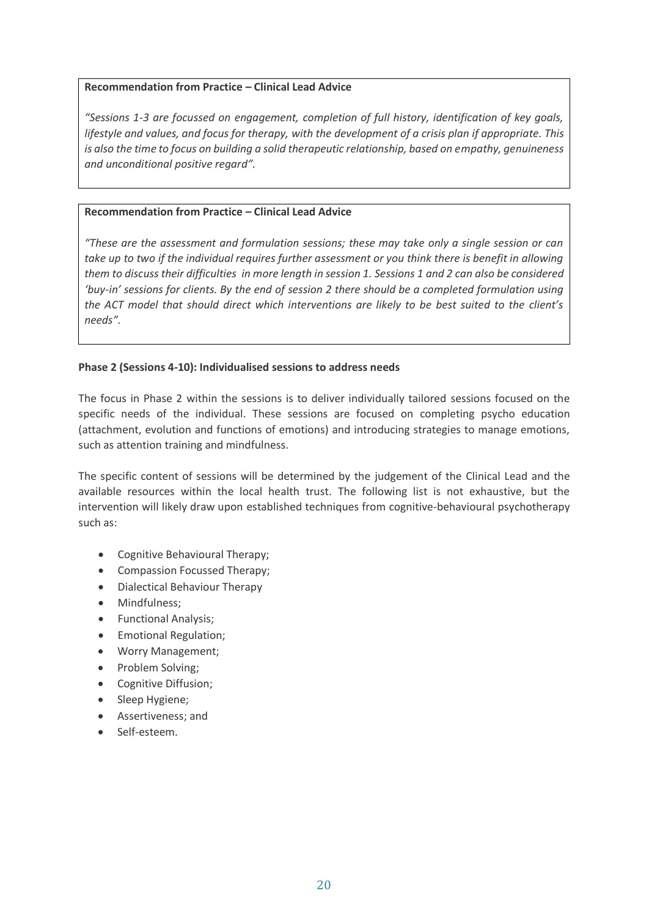**Recommendation from Practice – Clinical Lead Advice**

*"Sessions 1-3 are focussed on engagement, completion of full history, identification of key goals, lifestyle and values, and focus for therapy, with the development of a crisis plan if appropriate. This is also the time to focus on building a solid therapeutic relationship, based on empathy, genuineness and unconditional positive regard".*

**Recommendation from Practice – Clinical Lead Advice**

*"These are the assessment and formulation sessions; these may take only a single session or can take up to two if the individual requires further assessment or you think there is benefit in allowing them to discuss their difficulties in more length in session 1. Sessions 1 and 2 can also be considered 'buy-in' sessions for clients. By the end of session 2 there should be a completed formulation using the ACT model that should direct which interventions are likely to be best suited to the client's needs".*

**Phase 2 (Sessions 4-10): Individualised sessions to address needs**

The focus in Phase 2 within the sessions is to deliver individually tailored sessions focused on the specific needs of the individual. These sessions are focused on completing psycho education (attachment, evolution and functions of emotions) and introducing strategies to manage emotions, such as attention training and mindfulness.

The specific content of sessions will be determined by the judgement of the Clinical Lead and the available resources within the local health trust. The following list is not exhaustive, but the intervention will likely draw upon established techniques from cognitive-behavioural psychotherapy such as:

- Cognitive Behavioural Therapy;
- Compassion Focussed Therapy;
- Dialectical Behaviour Therapy
- Mindfulness;
- Functional Analysis;
- Emotional Regulation;
- Worry Management;
- Problem Solving;
- Cognitive Diffusion;
- Sleep Hygiene;
- Assertiveness; and
- Self-esteem.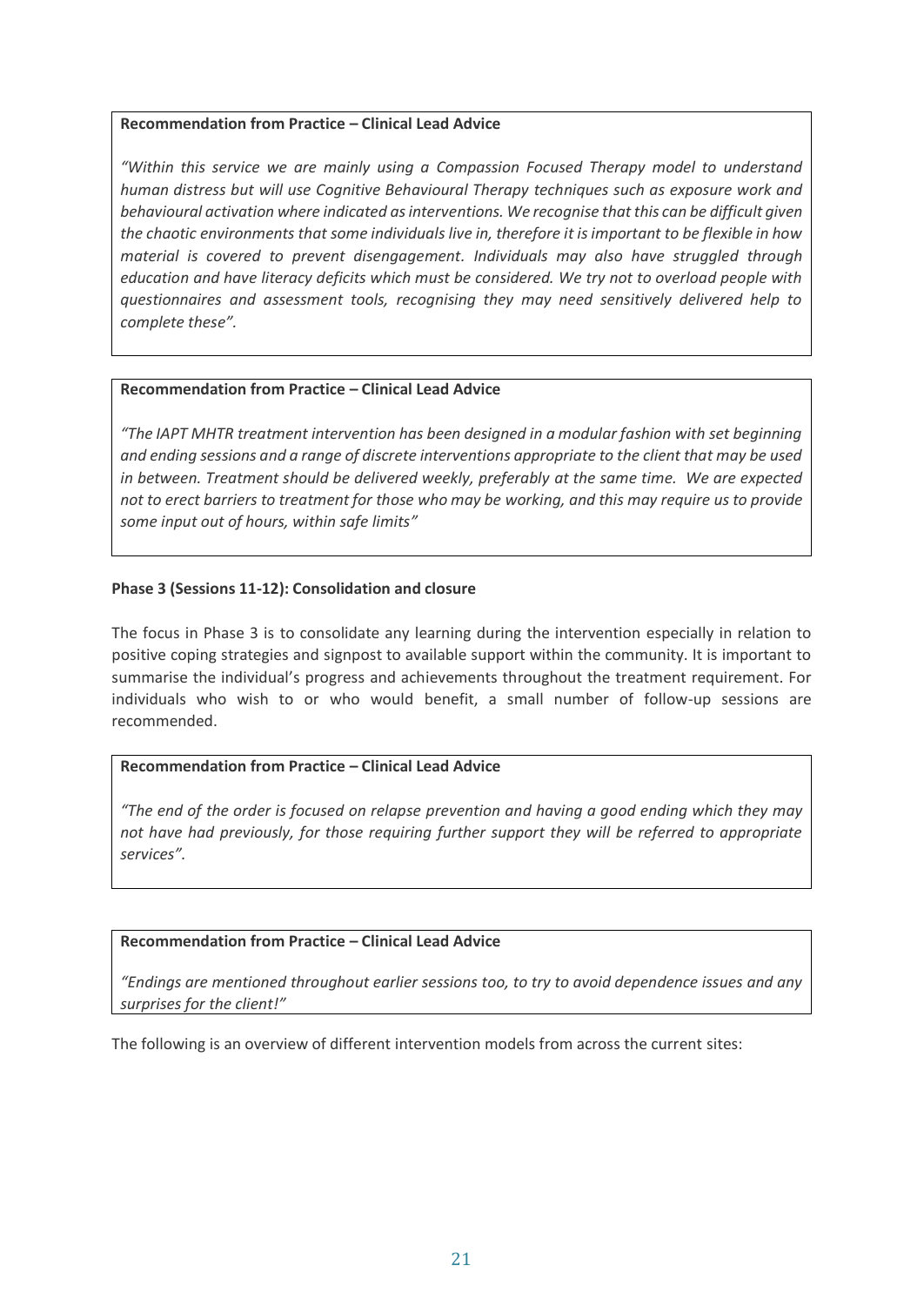**Recommendation from Practice – Clinical Lead Advice**

*"Within this service we are mainly using a Compassion Focused Therapy model to understand human distress but will use Cognitive Behavioural Therapy techniques such as exposure work and behavioural activation where indicated as interventions. We recognise that this can be difficult given the chaotic environments that some individuals live in, therefore it is important to be flexible in how material is covered to prevent disengagement. Individuals may also have struggled through education and have literacy deficits which must be considered. We try not to overload people with questionnaires and assessment tools, recognising they may need sensitively delivered help to complete these".*

**Recommendation from Practice – Clinical Lead Advice**

*"The IAPT MHTR treatment intervention has been designed in a modular fashion with set beginning and ending sessions and a range of discrete interventions appropriate to the client that may be used in between. Treatment should be delivered weekly, preferably at the same time. We are expected not to erect barriers to treatment for those who may be working, and this may require us to provide some input out of hours, within safe limits"*

**Phase 3 (Sessions 11-12): Consolidation and closure**

The focus in Phase 3 is to consolidate any learning during the intervention especially in relation to positive coping strategies and signpost to available support within the community. It is important to summarise the individual's progress and achievements throughout the treatment requirement. For individuals who wish to or who would benefit, a small number of follow-up sessions are recommended.

**Recommendation from Practice – Clinical Lead Advice**

*"The end of the order is focused on relapse prevention and having a good ending which they may not have had previously, for those requiring further support they will be referred to appropriate services".*

**Recommendation from Practice – Clinical Lead Advice**

*"Endings are mentioned throughout earlier sessions too, to try to avoid dependence issues and any surprises for the client!"*

The following is an overview of different intervention models from across the current sites: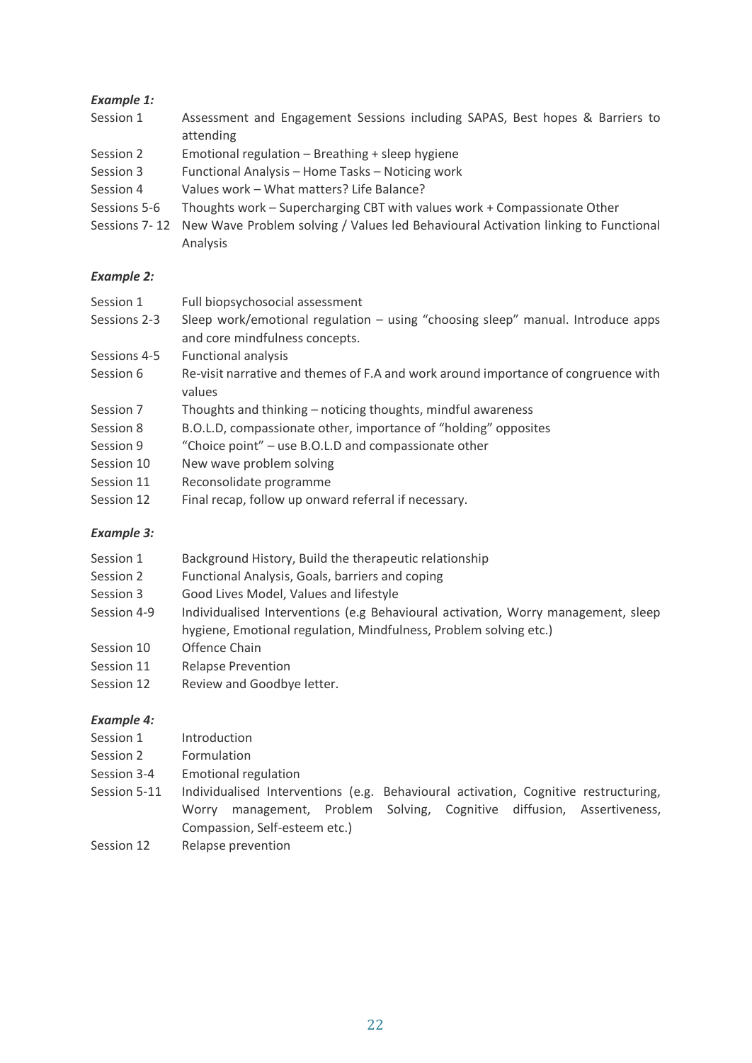***Example 1:***

| | |
|---|---|
| Session 1 | Assessment and Engagement Sessions including SAPAS, Best hopes & Barriers to attending |
| Session 2 | Emotional regulation – Breathing + sleep hygiene |
| Session 3 | Functional Analysis – Home Tasks – Noticing work |
| Session 4 | Values work – What matters? Life Balance? |
| Sessions 5-6 | Thoughts work – Supercharging CBT with values work + Compassionate Other |
| Sessions 7- 12 | New Wave Problem solving / Values led Behavioural Activation linking to Functional Analysis |

***Example 2:***

| | |
|---|---|
| Session 1 | Full biopsychosocial assessment |
| Sessions 2-3 | Sleep work/emotional regulation – using "choosing sleep" manual. Introduce apps and core mindfulness concepts. |
| Sessions 4-5 | Functional analysis |
| Session 6 | Re-visit narrative and themes of F.A and work around importance of congruence with values |
| Session 7 | Thoughts and thinking – noticing thoughts, mindful awareness |
| Session 8 | B.O.L.D, compassionate other, importance of "holding" opposites |
| Session 9 | "Choice point" – use B.O.L.D and compassionate other |
| Session 10 | New wave problem solving |
| Session 11 | Reconsolidate programme |
| Session 12 | Final recap, follow up onward referral if necessary. |

***Example 3:***

| | |
|---|---|
| Session 1 | Background History, Build the therapeutic relationship |
| Session 2 | Functional Analysis, Goals, barriers and coping |
| Session 3 | Good Lives Model, Values and lifestyle |
| Session 4-9 | Individualised Interventions (e.g Behavioural activation, Worry management, sleep hygiene, Emotional regulation, Mindfulness, Problem solving etc.) |
| Session 10 | Offence Chain |
| Session 11 | Relapse Prevention |
| Session 12 | Review and Goodbye letter. |

***Example 4:***

| | |
|---|---|
| Session 1 | Introduction |
| Session 2 | Formulation |
| Session 3-4 | Emotional regulation |
| Session 5-11 | Individualised Interventions (e.g. Behavioural activation, Cognitive restructuring, Worry management, Problem Solving, Cognitive diffusion, Assertiveness, Compassion, Self-esteem etc.) |
| Session 12 | Relapse prevention |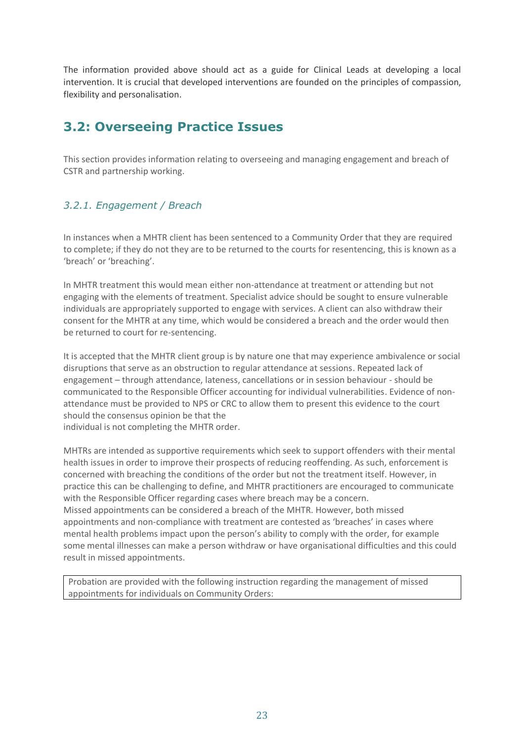The information provided above should act as a guide for Clinical Leads at developing a local intervention. It is crucial that developed interventions are founded on the principles of compassion, flexibility and personalisation.

## 3.2: Overseeing Practice Issues

This section provides information relating to overseeing and managing engagement and breach of CSTR and partnership working.

### *3.2.1. Engagement / Breach*

In instances when a MHTR client has been sentenced to a Community Order that they are required to complete; if they do not they are to be returned to the courts for resentencing, this is known as a 'breach' or 'breaching'.

In MHTR treatment this would mean either non-attendance at treatment or attending but not engaging with the elements of treatment. Specialist advice should be sought to ensure vulnerable individuals are appropriately supported to engage with services. A client can also withdraw their consent for the MHTR at any time, which would be considered a breach and the order would then be returned to court for re-sentencing.

It is accepted that the MHTR client group is by nature one that may experience ambivalence or social disruptions that serve as an obstruction to regular attendance at sessions. Repeated lack of engagement – through attendance, lateness, cancellations or in session behaviour - should be communicated to the Responsible Officer accounting for individual vulnerabilities. Evidence of non-attendance must be provided to NPS or CRC to allow them to present this evidence to the court should the consensus opinion be that the individual is not completing the MHTR order.

MHTRs are intended as supportive requirements which seek to support offenders with their mental health issues in order to improve their prospects of reducing reoffending. As such, enforcement is concerned with breaching the conditions of the order but not the treatment itself. However, in practice this can be challenging to define, and MHTR practitioners are encouraged to communicate with the Responsible Officer regarding cases where breach may be a concern.
Missed appointments can be considered a breach of the MHTR. However, both missed appointments and non-compliance with treatment are contested as 'breaches' in cases where mental health problems impact upon the person's ability to comply with the order, for example some mental illnesses can make a person withdraw or have organisational difficulties and this could result in missed appointments.

Probation are provided with the following instruction regarding the management of missed appointments for individuals on Community Orders: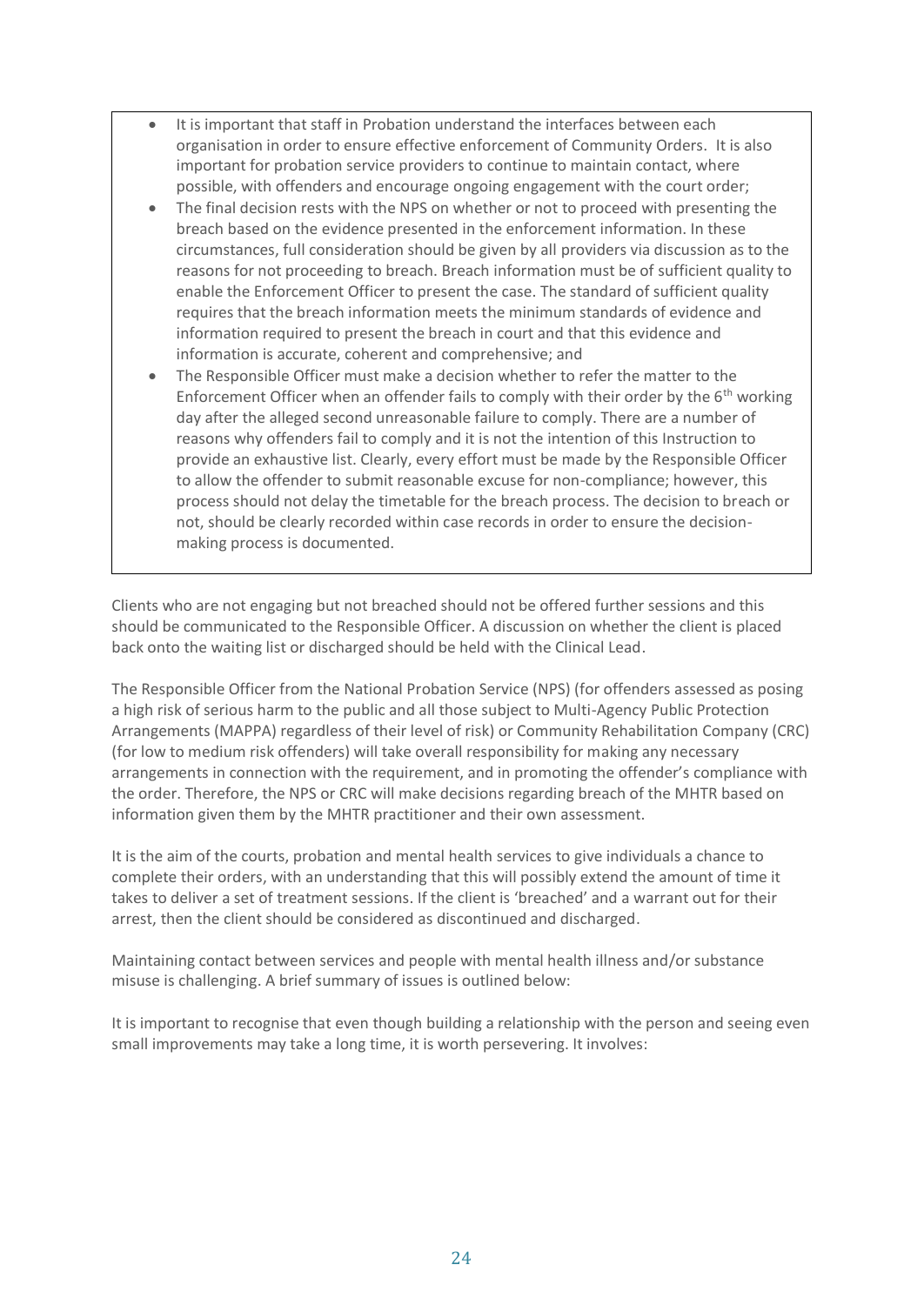- It is important that staff in Probation understand the interfaces between each organisation in order to ensure effective enforcement of Community Orders. It is also important for probation service providers to continue to maintain contact, where possible, with offenders and encourage ongoing engagement with the court order;
- The final decision rests with the NPS on whether or not to proceed with presenting the breach based on the evidence presented in the enforcement information. In these circumstances, full consideration should be given by all providers via discussion as to the reasons for not proceeding to breach. Breach information must be of sufficient quality to enable the Enforcement Officer to present the case. The standard of sufficient quality requires that the breach information meets the minimum standards of evidence and information required to present the breach in court and that this evidence and information is accurate, coherent and comprehensive; and
- The Responsible Officer must make a decision whether to refer the matter to the Enforcement Officer when an offender fails to comply with their order by the 6th working day after the alleged second unreasonable failure to comply. There are a number of reasons why offenders fail to comply and it is not the intention of this Instruction to provide an exhaustive list. Clearly, every effort must be made by the Responsible Officer to allow the offender to submit reasonable excuse for non-compliance; however, this process should not delay the timetable for the breach process. The decision to breach or not, should be clearly recorded within case records in order to ensure the decision-making process is documented.

Clients who are not engaging but not breached should not be offered further sessions and this should be communicated to the Responsible Officer. A discussion on whether the client is placed back onto the waiting list or discharged should be held with the Clinical Lead.

The Responsible Officer from the National Probation Service (NPS) (for offenders assessed as posing a high risk of serious harm to the public and all those subject to Multi-Agency Public Protection Arrangements (MAPPA) regardless of their level of risk) or Community Rehabilitation Company (CRC) (for low to medium risk offenders) will take overall responsibility for making any necessary arrangements in connection with the requirement, and in promoting the offender's compliance with the order. Therefore, the NPS or CRC will make decisions regarding breach of the MHTR based on information given them by the MHTR practitioner and their own assessment.

It is the aim of the courts, probation and mental health services to give individuals a chance to complete their orders, with an understanding that this will possibly extend the amount of time it takes to deliver a set of treatment sessions. If the client is 'breached' and a warrant out for their arrest, then the client should be considered as discontinued and discharged.

Maintaining contact between services and people with mental health illness and/or substance misuse is challenging. A brief summary of issues is outlined below:

It is important to recognise that even though building a relationship with the person and seeing even small improvements may take a long time, it is worth persevering. It involves: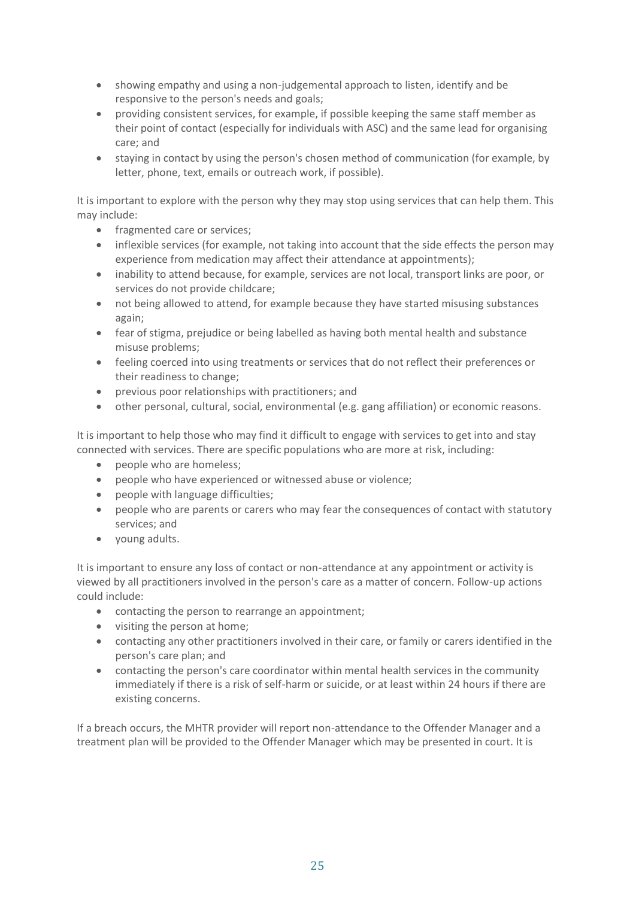- showing empathy and using a non-judgemental approach to listen, identify and be responsive to the person's needs and goals;
- providing consistent services, for example, if possible keeping the same staff member as their point of contact (especially for individuals with ASC) and the same lead for organising care; and
- staying in contact by using the person's chosen method of communication (for example, by letter, phone, text, emails or outreach work, if possible).

It is important to explore with the person why they may stop using services that can help them. This may include:

- fragmented care or services;
- inflexible services (for example, not taking into account that the side effects the person may experience from medication may affect their attendance at appointments);
- inability to attend because, for example, services are not local, transport links are poor, or services do not provide childcare;
- not being allowed to attend, for example because they have started misusing substances again;
- fear of stigma, prejudice or being labelled as having both mental health and substance misuse problems;
- feeling coerced into using treatments or services that do not reflect their preferences or their readiness to change;
- previous poor relationships with practitioners; and
- other personal, cultural, social, environmental (e.g. gang affiliation) or economic reasons.

It is important to help those who may find it difficult to engage with services to get into and stay connected with services. There are specific populations who are more at risk, including:

- people who are homeless;
- people who have experienced or witnessed abuse or violence;
- people with language difficulties;
- people who are parents or carers who may fear the consequences of contact with statutory services; and
- young adults.

It is important to ensure any loss of contact or non-attendance at any appointment or activity is viewed by all practitioners involved in the person's care as a matter of concern. Follow-up actions could include:

- contacting the person to rearrange an appointment;
- visiting the person at home;
- contacting any other practitioners involved in their care, or family or carers identified in the person's care plan; and
- contacting the person's care coordinator within mental health services in the community immediately if there is a risk of self-harm or suicide, or at least within 24 hours if there are existing concerns.

If a breach occurs, the MHTR provider will report non-attendance to the Offender Manager and a treatment plan will be provided to the Offender Manager which may be presented in court. It is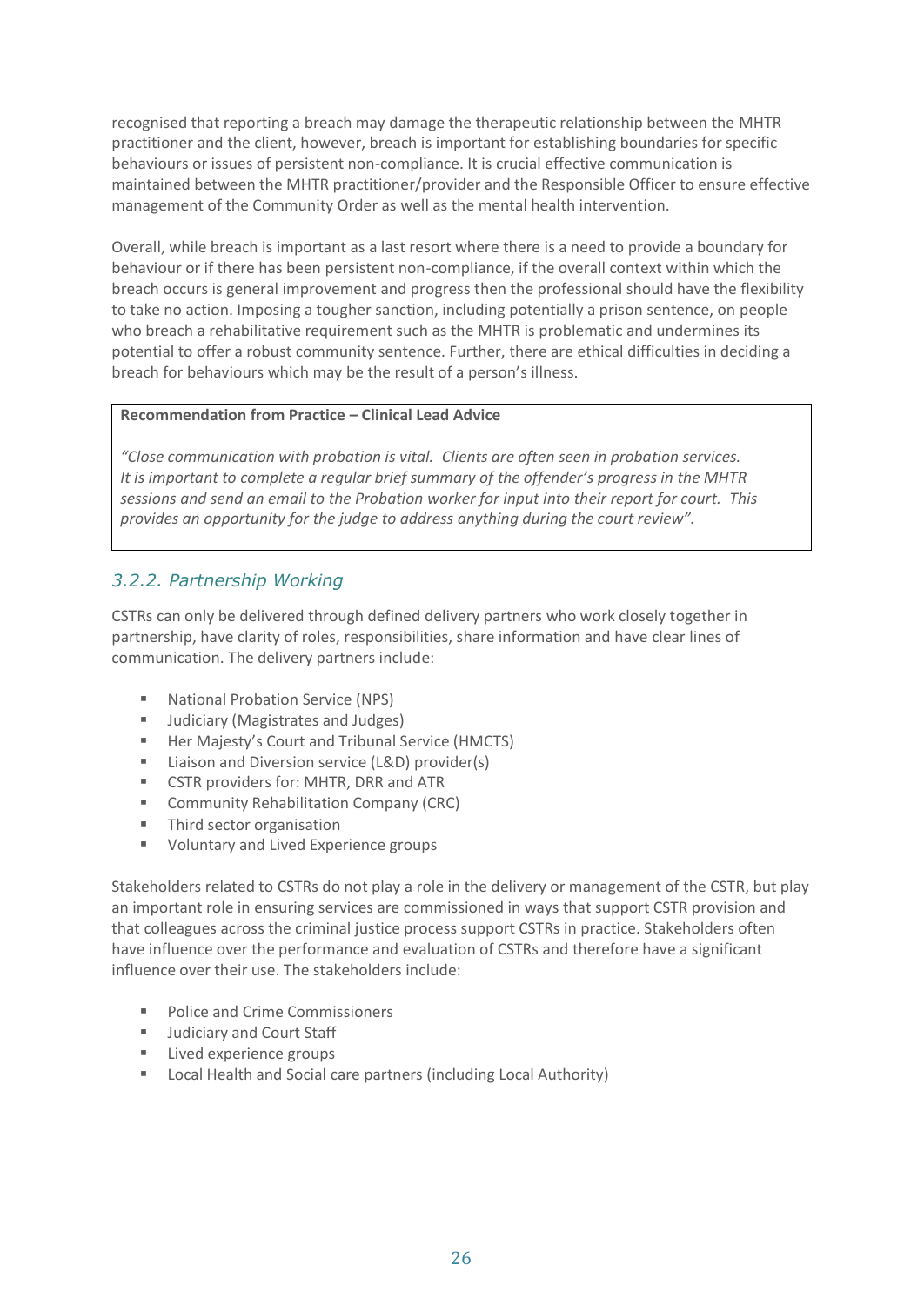recognised that reporting a breach may damage the therapeutic relationship between the MHTR practitioner and the client, however, breach is important for establishing boundaries for specific behaviours or issues of persistent non-compliance. It is crucial effective communication is maintained between the MHTR practitioner/provider and the Responsible Officer to ensure effective management of the Community Order as well as the mental health intervention.

Overall, while breach is important as a last resort where there is a need to provide a boundary for behaviour or if there has been persistent non-compliance, if the overall context within which the breach occurs is general improvement and progress then the professional should have the flexibility to take no action. Imposing a tougher sanction, including potentially a prison sentence, on people who breach a rehabilitative requirement such as the MHTR is problematic and undermines its potential to offer a robust community sentence. Further, there are ethical difficulties in deciding a breach for behaviours which may be the result of a person's illness.

> **Recommendation from Practice – Clinical Lead Advice**
>
> *"Close communication with probation is vital. Clients are often seen in probation services. It is important to complete a regular brief summary of the offender's progress in the MHTR sessions and send an email to the Probation worker for input into their report for court. This provides an opportunity for the judge to address anything during the court review".*

### *3.2.2. Partnership Working*

CSTRs can only be delivered through defined delivery partners who work closely together in partnership, have clarity of roles, responsibilities, share information and have clear lines of communication. The delivery partners include:

- National Probation Service (NPS)
- Judiciary (Magistrates and Judges)
- Her Majesty's Court and Tribunal Service (HMCTS)
- Liaison and Diversion service (L&D) provider(s)
- CSTR providers for: MHTR, DRR and ATR
- Community Rehabilitation Company (CRC)
- Third sector organisation
- Voluntary and Lived Experience groups

Stakeholders related to CSTRs do not play a role in the delivery or management of the CSTR, but play an important role in ensuring services are commissioned in ways that support CSTR provision and that colleagues across the criminal justice process support CSTRs in practice. Stakeholders often have influence over the performance and evaluation of CSTRs and therefore have a significant influence over their use. The stakeholders include:

- Police and Crime Commissioners
- Judiciary and Court Staff
- Lived experience groups
- Local Health and Social care partners (including Local Authority)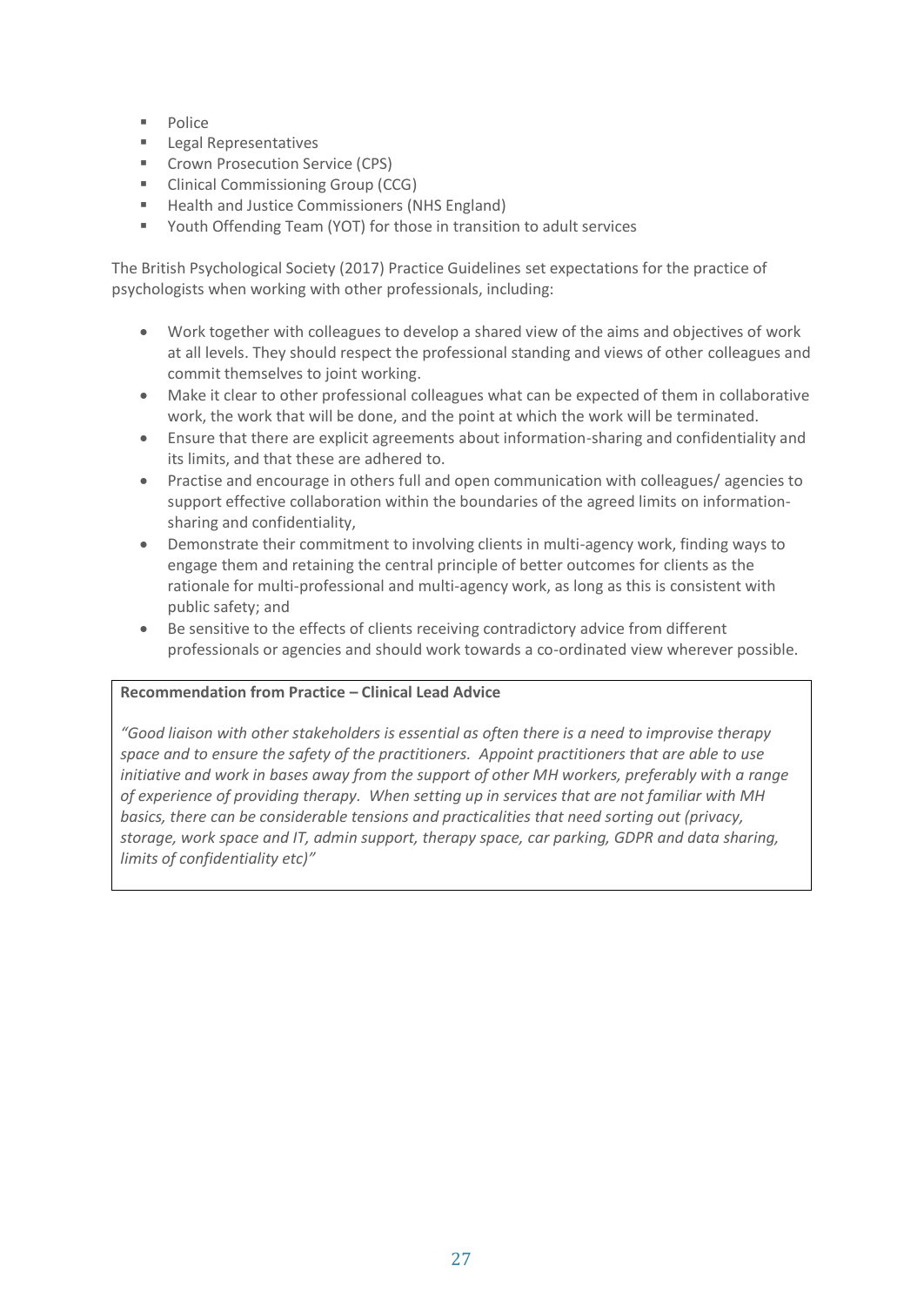- Police
- Legal Representatives
- Crown Prosecution Service (CPS)
- Clinical Commissioning Group (CCG)
- Health and Justice Commissioners (NHS England)
- Youth Offending Team (YOT) for those in transition to adult services

The British Psychological Society (2017) Practice Guidelines set expectations for the practice of psychologists when working with other professionals, including:

- Work together with colleagues to develop a shared view of the aims and objectives of work at all levels. They should respect the professional standing and views of other colleagues and commit themselves to joint working.
- Make it clear to other professional colleagues what can be expected of them in collaborative work, the work that will be done, and the point at which the work will be terminated.
- Ensure that there are explicit agreements about information-sharing and confidentiality and its limits, and that these are adhered to.
- Practise and encourage in others full and open communication with colleagues/ agencies to support effective collaboration within the boundaries of the agreed limits on information-sharing and confidentiality,
- Demonstrate their commitment to involving clients in multi-agency work, finding ways to engage them and retaining the central principle of better outcomes for clients as the rationale for multi-professional and multi-agency work, as long as this is consistent with public safety; and
- Be sensitive to the effects of clients receiving contradictory advice from different professionals or agencies and should work towards a co-ordinated view wherever possible.

**Recommendation from Practice – Clinical Lead Advice**

*"Good liaison with other stakeholders is essential as often there is a need to improvise therapy space and to ensure the safety of the practitioners. Appoint practitioners that are able to use initiative and work in bases away from the support of other MH workers, preferably with a range of experience of providing therapy. When setting up in services that are not familiar with MH basics, there can be considerable tensions and practicalities that need sorting out (privacy, storage, work space and IT, admin support, therapy space, car parking, GDPR and data sharing, limits of confidentiality etc)"*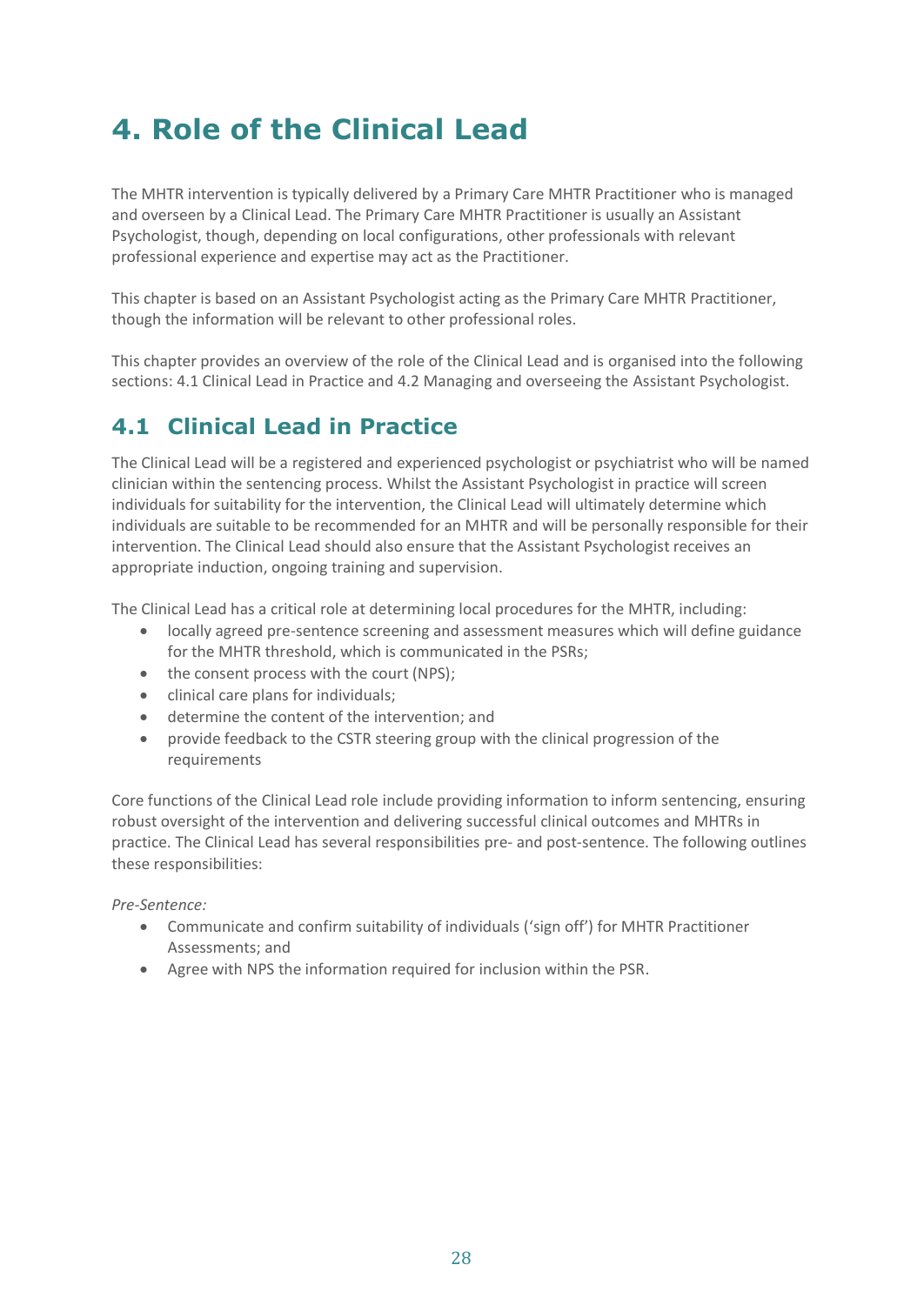# 4. Role of the Clinical Lead

The MHTR intervention is typically delivered by a Primary Care MHTR Practitioner who is managed and overseen by a Clinical Lead. The Primary Care MHTR Practitioner is usually an Assistant Psychologist, though, depending on local configurations, other professionals with relevant professional experience and expertise may act as the Practitioner.

This chapter is based on an Assistant Psychologist acting as the Primary Care MHTR Practitioner, though the information will be relevant to other professional roles.

This chapter provides an overview of the role of the Clinical Lead and is organised into the following sections: 4.1 Clinical Lead in Practice and 4.2 Managing and overseeing the Assistant Psychologist.

## 4.1 Clinical Lead in Practice

The Clinical Lead will be a registered and experienced psychologist or psychiatrist who will be named clinician within the sentencing process. Whilst the Assistant Psychologist in practice will screen individuals for suitability for the intervention, the Clinical Lead will ultimately determine which individuals are suitable to be recommended for an MHTR and will be personally responsible for their intervention. The Clinical Lead should also ensure that the Assistant Psychologist receives an appropriate induction, ongoing training and supervision.

The Clinical Lead has a critical role at determining local procedures for the MHTR, including:

- locally agreed pre-sentence screening and assessment measures which will define guidance for the MHTR threshold, which is communicated in the PSRs;
- the consent process with the court (NPS);
- clinical care plans for individuals;
- determine the content of the intervention; and
- provide feedback to the CSTR steering group with the clinical progression of the requirements

Core functions of the Clinical Lead role include providing information to inform sentencing, ensuring robust oversight of the intervention and delivering successful clinical outcomes and MHTRs in practice. The Clinical Lead has several responsibilities pre- and post-sentence. The following outlines these responsibilities:

*Pre-Sentence:*

- Communicate and confirm suitability of individuals ('sign off') for MHTR Practitioner Assessments; and
- Agree with NPS the information required for inclusion within the PSR.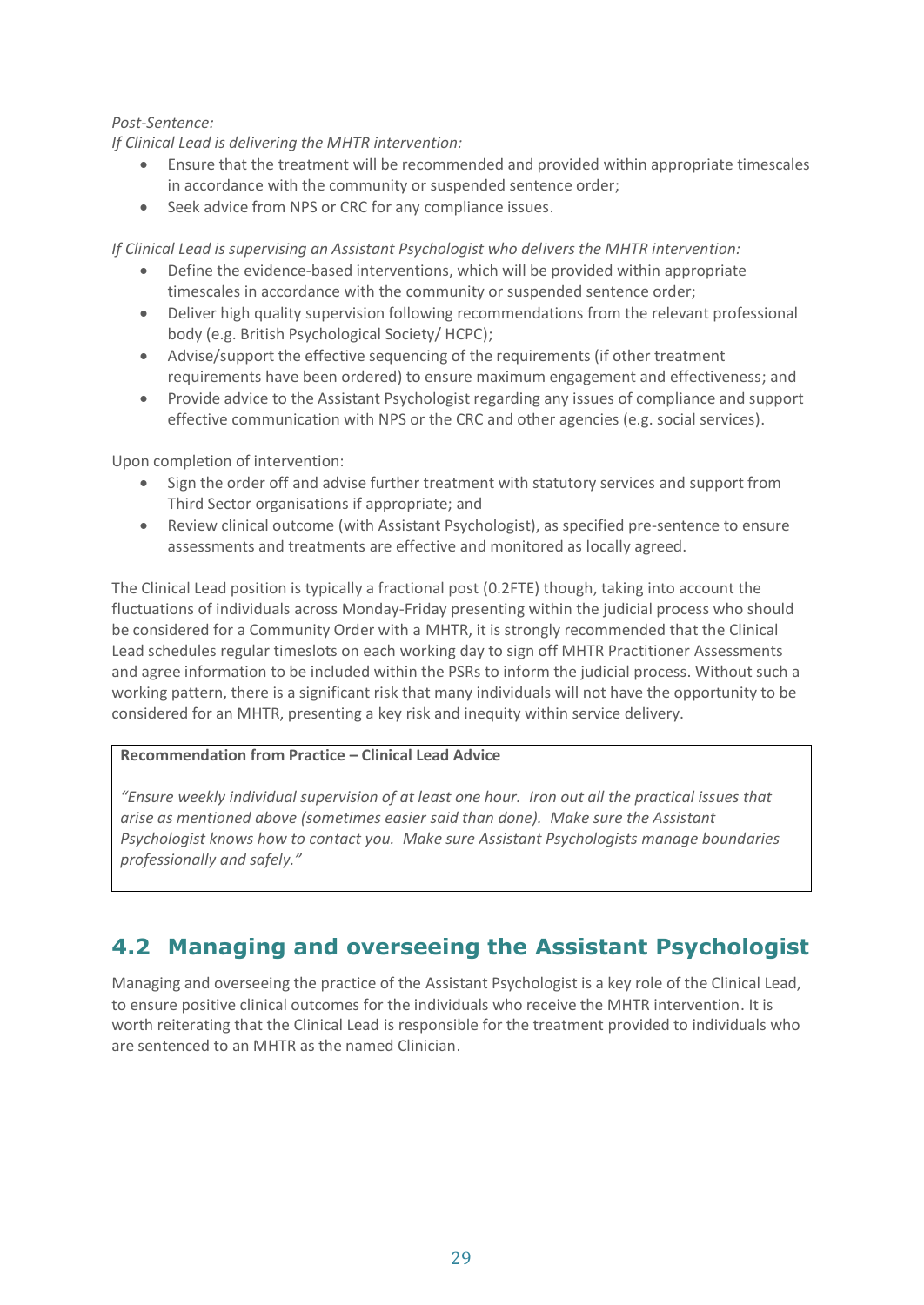*Post-Sentence:*

*If Clinical Lead is delivering the MHTR intervention:*

- Ensure that the treatment will be recommended and provided within appropriate timescales in accordance with the community or suspended sentence order;
- Seek advice from NPS or CRC for any compliance issues.

*If Clinical Lead is supervising an Assistant Psychologist who delivers the MHTR intervention:*

- Define the evidence-based interventions, which will be provided within appropriate timescales in accordance with the community or suspended sentence order;
- Deliver high quality supervision following recommendations from the relevant professional body (e.g. British Psychological Society/ HCPC);
- Advise/support the effective sequencing of the requirements (if other treatment requirements have been ordered) to ensure maximum engagement and effectiveness; and
- Provide advice to the Assistant Psychologist regarding any issues of compliance and support effective communication with NPS or the CRC and other agencies (e.g. social services).

Upon completion of intervention:

- Sign the order off and advise further treatment with statutory services and support from Third Sector organisations if appropriate; and
- Review clinical outcome (with Assistant Psychologist), as specified pre-sentence to ensure assessments and treatments are effective and monitored as locally agreed.

The Clinical Lead position is typically a fractional post (0.2FTE) though, taking into account the fluctuations of individuals across Monday-Friday presenting within the judicial process who should be considered for a Community Order with a MHTR, it is strongly recommended that the Clinical Lead schedules regular timeslots on each working day to sign off MHTR Practitioner Assessments and agree information to be included within the PSRs to inform the judicial process. Without such a working pattern, there is a significant risk that many individuals will not have the opportunity to be considered for an MHTR, presenting a key risk and inequity within service delivery.

> **Recommendation from Practice – Clinical Lead Advice**
>
> *"Ensure weekly individual supervision of at least one hour. Iron out all the practical issues that arise as mentioned above (sometimes easier said than done). Make sure the Assistant Psychologist knows how to contact you. Make sure Assistant Psychologists manage boundaries professionally and safely."*

## 4.2 Managing and overseeing the Assistant Psychologist

Managing and overseeing the practice of the Assistant Psychologist is a key role of the Clinical Lead, to ensure positive clinical outcomes for the individuals who receive the MHTR intervention. It is worth reiterating that the Clinical Lead is responsible for the treatment provided to individuals who are sentenced to an MHTR as the named Clinician.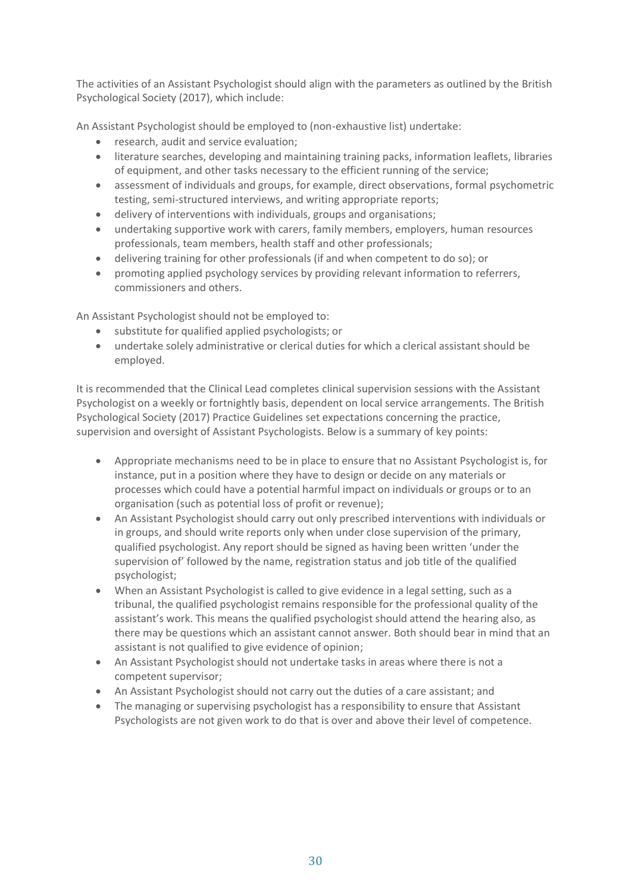The activities of an Assistant Psychologist should align with the parameters as outlined by the British Psychological Society (2017), which include:

An Assistant Psychologist should be employed to (non-exhaustive list) undertake:

- research, audit and service evaluation;
- literature searches, developing and maintaining training packs, information leaflets, libraries of equipment, and other tasks necessary to the efficient running of the service;
- assessment of individuals and groups, for example, direct observations, formal psychometric testing, semi-structured interviews, and writing appropriate reports;
- delivery of interventions with individuals, groups and organisations;
- undertaking supportive work with carers, family members, employers, human resources professionals, team members, health staff and other professionals;
- delivering training for other professionals (if and when competent to do so); or
- promoting applied psychology services by providing relevant information to referrers, commissioners and others.

An Assistant Psychologist should not be employed to:

- substitute for qualified applied psychologists; or
- undertake solely administrative or clerical duties for which a clerical assistant should be employed.

It is recommended that the Clinical Lead completes clinical supervision sessions with the Assistant Psychologist on a weekly or fortnightly basis, dependent on local service arrangements. The British Psychological Society (2017) Practice Guidelines set expectations concerning the practice, supervision and oversight of Assistant Psychologists. Below is a summary of key points:

- Appropriate mechanisms need to be in place to ensure that no Assistant Psychologist is, for instance, put in a position where they have to design or decide on any materials or processes which could have a potential harmful impact on individuals or groups or to an organisation (such as potential loss of profit or revenue);
- An Assistant Psychologist should carry out only prescribed interventions with individuals or in groups, and should write reports only when under close supervision of the primary, qualified psychologist. Any report should be signed as having been written 'under the supervision of' followed by the name, registration status and job title of the qualified psychologist;
- When an Assistant Psychologist is called to give evidence in a legal setting, such as a tribunal, the qualified psychologist remains responsible for the professional quality of the assistant's work. This means the qualified psychologist should attend the hearing also, as there may be questions which an assistant cannot answer. Both should bear in mind that an assistant is not qualified to give evidence of opinion;
- An Assistant Psychologist should not undertake tasks in areas where there is not a competent supervisor;
- An Assistant Psychologist should not carry out the duties of a care assistant; and
- The managing or supervising psychologist has a responsibility to ensure that Assistant Psychologists are not given work to do that is over and above their level of competence.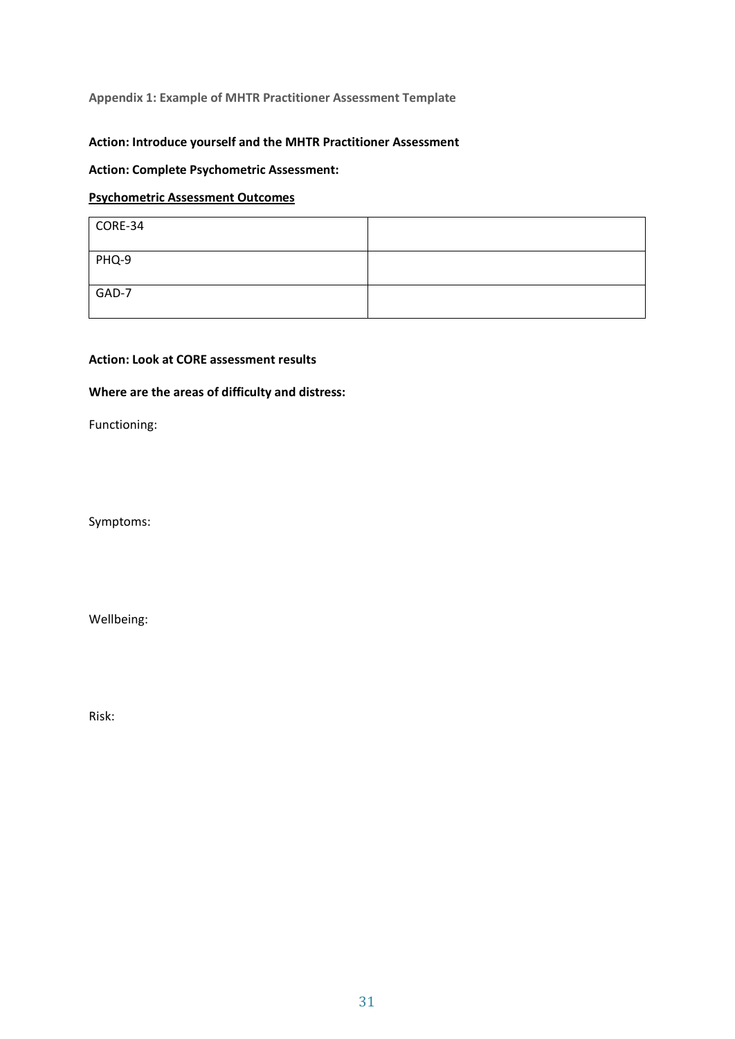## Appendix 1: Example of MHTR Practitioner Assessment Template

**Action: Introduce yourself and the MHTR Practitioner Assessment**

**Action: Complete Psychometric Assessment:**

**<u>Psychometric Assessment Outcomes</u>**

| | |
|---|---|
| CORE-34 | |
| PHQ-9 | |
| GAD-7 | |

**Action: Look at CORE assessment results**

**Where are the areas of difficulty and distress:**

Functioning:

Symptoms:

Wellbeing:

Risk: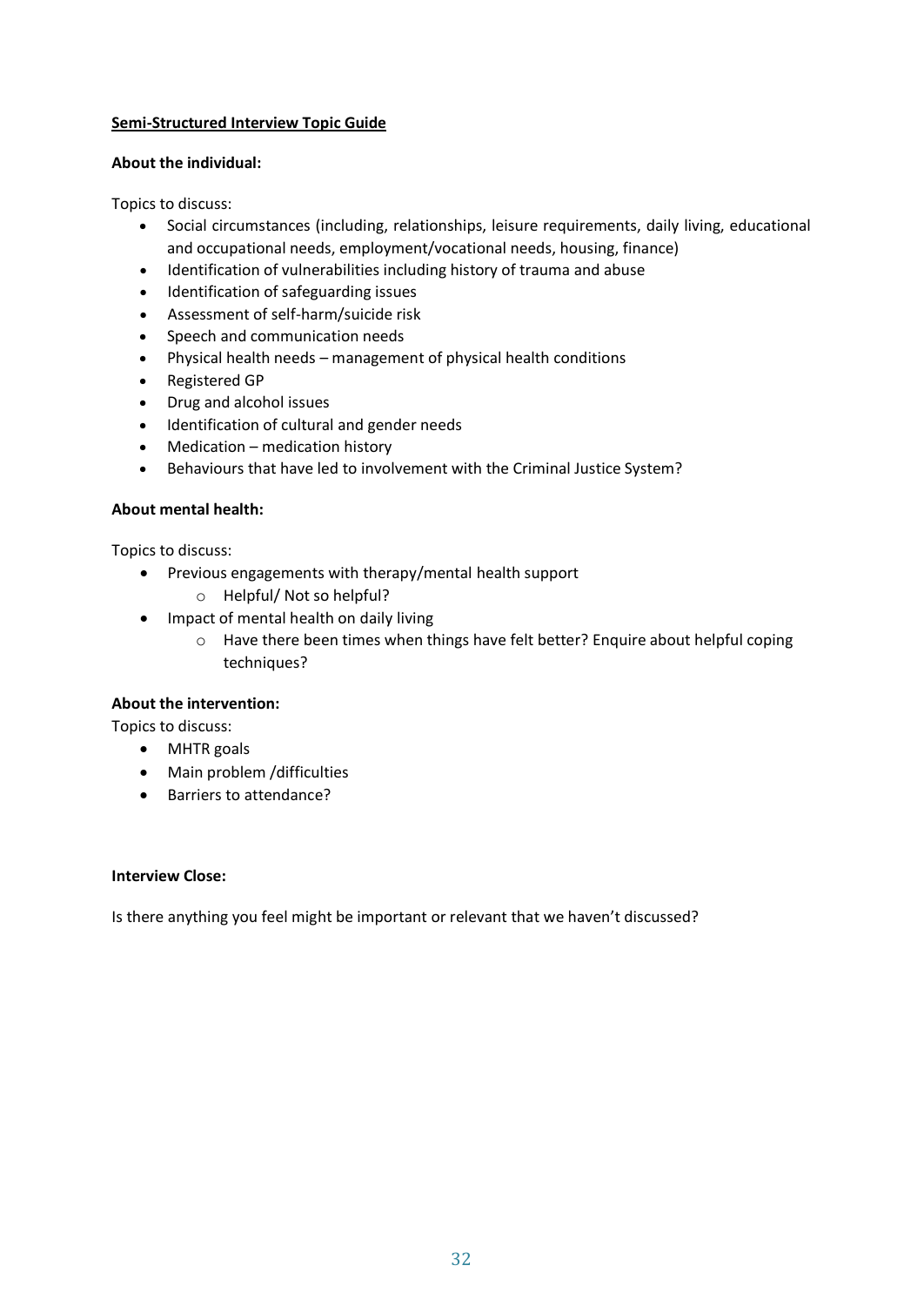**Semi-Structured Interview Topic Guide**

**About the individual:**

Topics to discuss:

- Social circumstances (including, relationships, leisure requirements, daily living, educational and occupational needs, employment/vocational needs, housing, finance)
- Identification of vulnerabilities including history of trauma and abuse
- Identification of safeguarding issues
- Assessment of self-harm/suicide risk
- Speech and communication needs
- Physical health needs – management of physical health conditions
- Registered GP
- Drug and alcohol issues
- Identification of cultural and gender needs
- Medication – medication history
- Behaviours that have led to involvement with the Criminal Justice System?

**About mental health:**

Topics to discuss:

- Previous engagements with therapy/mental health support
    - Helpful/ Not so helpful?
- Impact of mental health on daily living
    - Have there been times when things have felt better? Enquire about helpful coping techniques?

**About the intervention:**

Topics to discuss:

- MHTR goals
- Main problem /difficulties
- Barriers to attendance?

**Interview Close:**

Is there anything you feel might be important or relevant that we haven't discussed?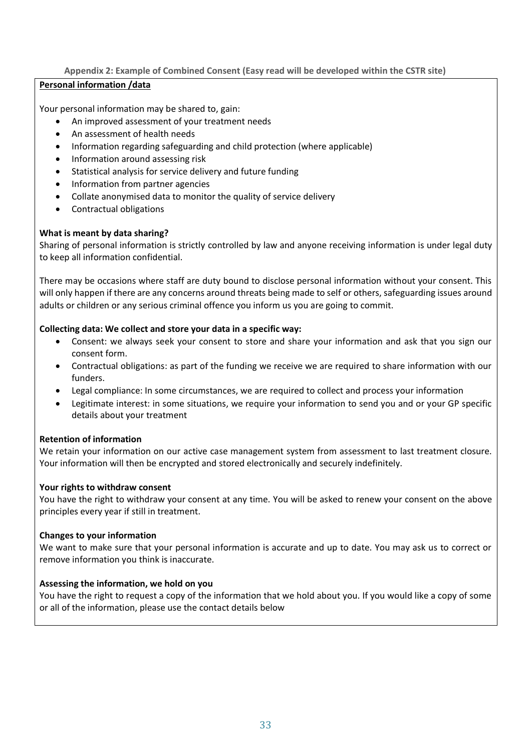**Appendix 2: Example of Combined Consent (Easy read will be developed within the CSTR site)**

**Personal information /data**

Your personal information may be shared to, gain:

- An improved assessment of your treatment needs
- An assessment of health needs
- Information regarding safeguarding and child protection (where applicable)
- Information around assessing risk
- Statistical analysis for service delivery and future funding
- Information from partner agencies
- Collate anonymised data to monitor the quality of service delivery
- Contractual obligations

**What is meant by data sharing?**

Sharing of personal information is strictly controlled by law and anyone receiving information is under legal duty to keep all information confidential.

There may be occasions where staff are duty bound to disclose personal information without your consent. This will only happen if there are any concerns around threats being made to self or others, safeguarding issues around adults or children or any serious criminal offence you inform us you are going to commit.

**Collecting data: We collect and store your data in a specific way:**

- Consent: we always seek your consent to store and share your information and ask that you sign our consent form.
- Contractual obligations: as part of the funding we receive we are required to share information with our funders.
- Legal compliance: In some circumstances, we are required to collect and process your information
- Legitimate interest: in some situations, we require your information to send you and or your GP specific details about your treatment

**Retention of information**

We retain your information on our active case management system from assessment to last treatment closure. Your information will then be encrypted and stored electronically and securely indefinitely.

**Your rights to withdraw consent**

You have the right to withdraw your consent at any time. You will be asked to renew your consent on the above principles every year if still in treatment.

**Changes to your information**

We want to make sure that your personal information is accurate and up to date. You may ask us to correct or remove information you think is inaccurate.

**Assessing the information, we hold on you**

You have the right to request a copy of the information that we hold about you. If you would like a copy of some or all of the information, please use the contact details below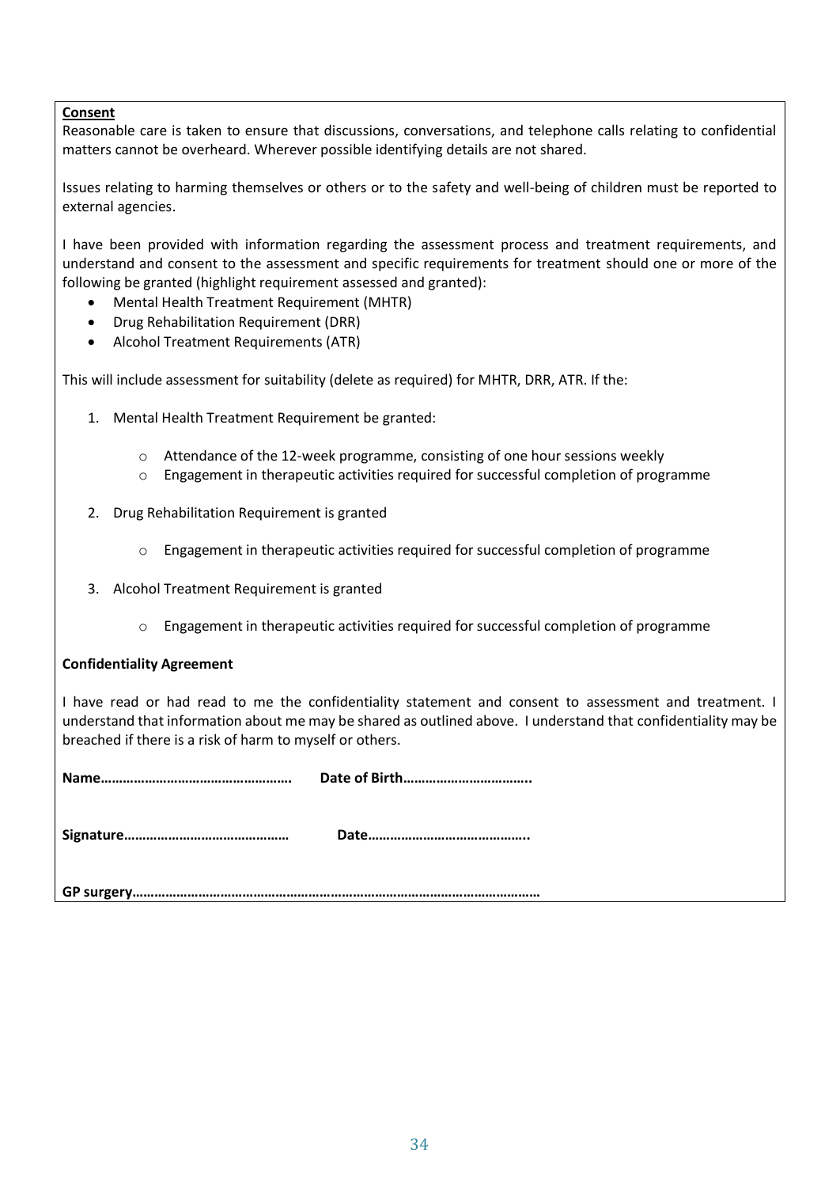**<u>Consent</u>**

Reasonable care is taken to ensure that discussions, conversations, and telephone calls relating to confidential matters cannot be overheard. Wherever possible identifying details are not shared.

Issues relating to harming themselves or others or to the safety and well-being of children must be reported to external agencies.

I have been provided with information regarding the assessment process and treatment requirements, and understand and consent to the assessment and specific requirements for treatment should one or more of the following be granted (highlight requirement assessed and granted):

- Mental Health Treatment Requirement (MHTR)
- Drug Rehabilitation Requirement (DRR)
- Alcohol Treatment Requirements (ATR)

This will include assessment for suitability (delete as required) for MHTR, DRR, ATR. If the:

1. Mental Health Treatment Requirement be granted:
    - Attendance of the 12-week programme, consisting of one hour sessions weekly
    - Engagement in therapeutic activities required for successful completion of programme
2. Drug Rehabilitation Requirement is granted
    - Engagement in therapeutic activities required for successful completion of programme
3. Alcohol Treatment Requirement is granted
    - Engagement in therapeutic activities required for successful completion of programme

**Confidentiality Agreement**

I have read or had read to me the confidentiality statement and consent to assessment and treatment. I understand that information about me may be shared as outlined above. I understand that confidentiality may be breached if there is a risk of harm to myself or others.

**Name…………………………………………….** **Date of Birth……………………………..**

**Signature………………………………………** **Date……………………………………..**

**GP surgery………………………………………………………………………………………………**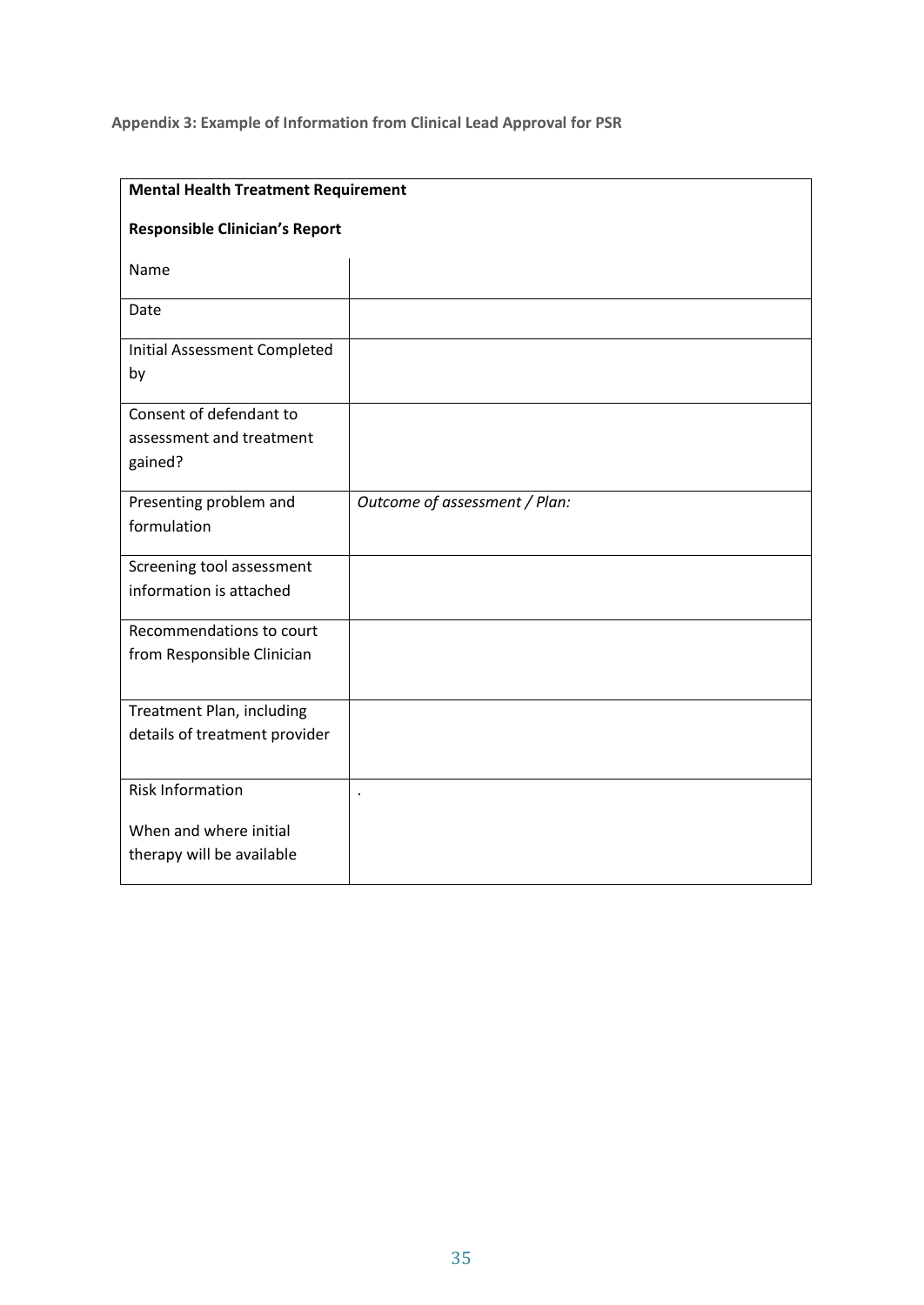**Appendix 3: Example of Information from Clinical Lead Approval for PSR**

| | |
|---|---|
| **Mental Health Treatment Requirement**<br><br>**Responsible Clinician's Report** | |
| Name | |
| Date | |
| Initial Assessment Completed by | |
| Consent of defendant to assessment and treatment gained? | |
| Presenting problem and formulation | *Outcome of assessment / Plan:* |
| Screening tool assessment information is attached | |
| Recommendations to court from Responsible Clinician | |
| Treatment Plan, including details of treatment provider | |
| Risk Information<br><br>When and where initial therapy will be available | . |